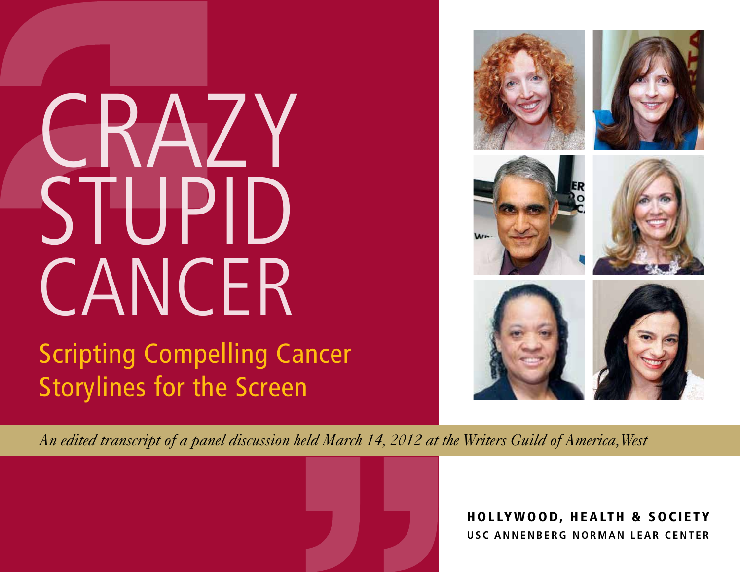# CRAZY STUPID CANCER

## Scripting Compelling Cancer Storylines for the Screen

*An edited transcript of a panel discussion held March 14, 2012 at the Writers Guild of America, West*

**HOLLYWOOD, HEALTH & SOCIETY**

**USC ANNENBERG NORMAN LEAR CENTER**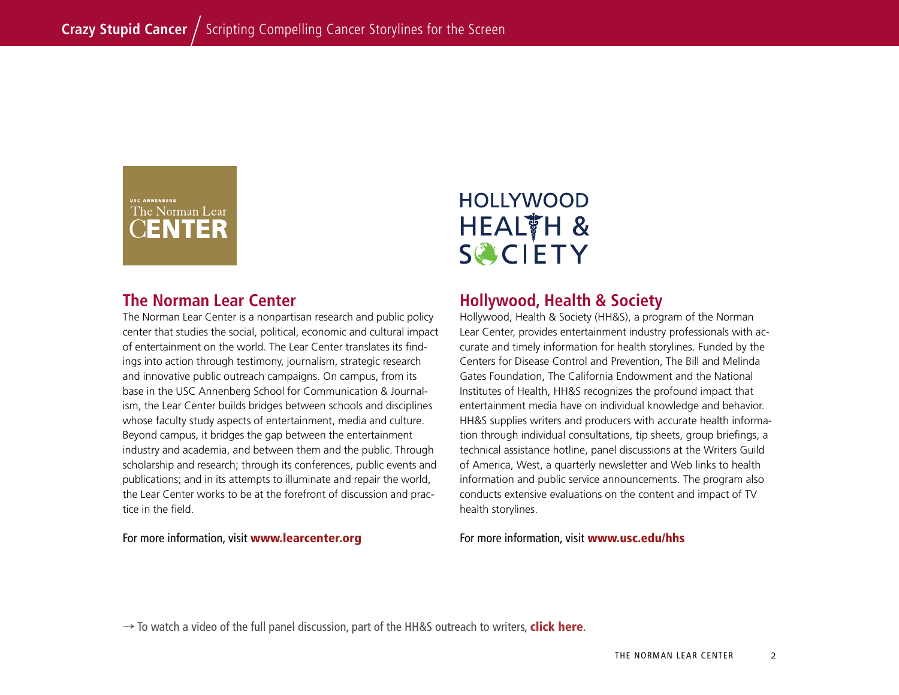## The Norman Lear Center

The Norman Lear Center is a nonpartisan research and public policy center that studies the social, political, economic and cultural impact of entertainment on the world. The Lear Center translates its findings into action through testimony, journalism, strategic research and innovative public outreach campaigns. On campus, from its base in the USC Annenberg School for Communication & Journalism, the Lear Center builds bridges between schools and disciplines whose faculty study aspects of entertainment, media and culture. Beyond campus, it bridges the gap between the entertainment industry and academia, and between them and the public. Through scholarship and research; through its conferences, public events and publications; and in its attempts to illuminate and repair the world, the Lear Center works to be at the forefront of discussion and practice in the field.

For more information, visit **www.learcenter.org**

## Hollywood, Health & Society

Hollywood, Health & Society (HH&S), a program of the Norman Lear Center, provides entertainment industry professionals with accurate and timely information for health storylines. Funded by the Centers for Disease Control and Prevention, The Bill and Melinda Gates Foundation, The California Endowment and the National Institutes of Health, HH&S recognizes the profound impact that entertainment media have on individual knowledge and behavior. HH&S supplies writers and producers with accurate health information through individual consultations, tip sheets, group briefings, a technical assistance hotline, panel discussions at the Writers Guild of America, West, a quarterly newsletter and Web links to health information and public service announcements. The program also conducts extensive evaluations on the content and impact of TV health storylines.

For more information, visit **www.usc.edu/hhs**

→ To watch a video of the full panel discussion, part of the HH&S outreach to writers, **click here**.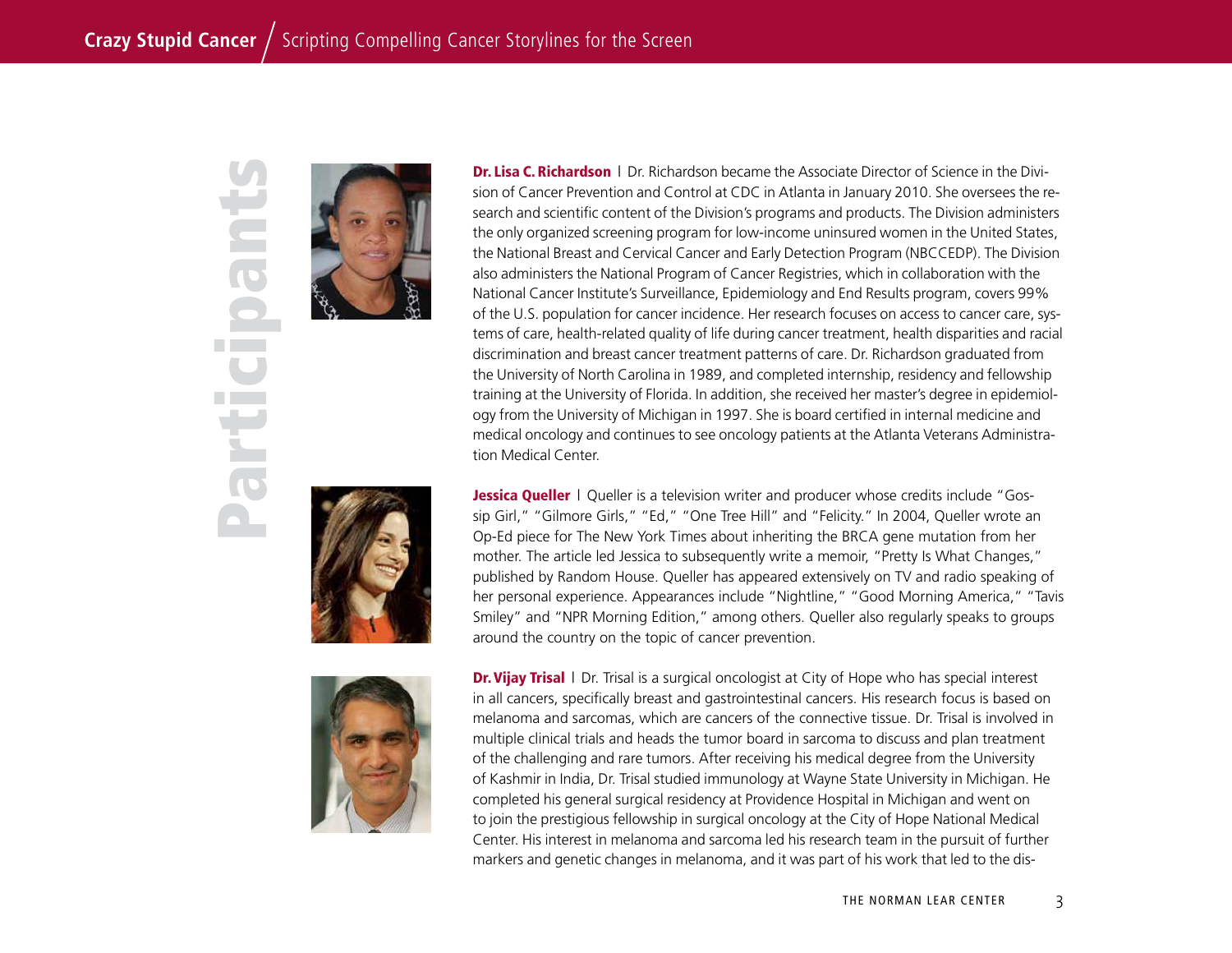# Participants

**Dr. Lisa C. Richardson** | Dr. Richardson became the Associate Director of Science in the Division of Cancer Prevention and Control at CDC in Atlanta in January 2010. She oversees the research and scientific content of the Division's programs and products. The Division administers the only organized screening program for low-income uninsured women in the United States, the National Breast and Cervical Cancer and Early Detection Program (NBCCEDP). The Division also administers the National Program of Cancer Registries, which in collaboration with the National Cancer Institute's Surveillance, Epidemiology and End Results program, covers 99% of the U.S. population for cancer incidence. Her research focuses on access to cancer care, systems of care, health-related quality of life during cancer treatment, health disparities and racial discrimination and breast cancer treatment patterns of care. Dr. Richardson graduated from the University of North Carolina in 1989, and completed internship, residency and fellowship training at the University of Florida. In addition, she received her master's degree in epidemiology from the University of Michigan in 1997. She is board certified in internal medicine and medical oncology and continues to see oncology patients at the Atlanta Veterans Administration Medical Center.

**Jessica Queller** | Queller is a television writer and producer whose credits include "Gossip Girl," "Gilmore Girls," "Ed," "One Tree Hill" and "Felicity." In 2004, Queller wrote an Op-Ed piece for The New York Times about inheriting the BRCA gene mutation from her mother. The article led Jessica to subsequently write a memoir, "Pretty Is What Changes," published by Random House. Queller has appeared extensively on TV and radio speaking of her personal experience. Appearances include "Nightline," "Good Morning America," "Tavis Smiley" and "NPR Morning Edition," among others. Queller also regularly speaks to groups around the country on the topic of cancer prevention.

**Dr. Vijay Trisal** | Dr. Trisal is a surgical oncologist at City of Hope who has special interest in all cancers, specifically breast and gastrointestinal cancers. His research focus is based on melanoma and sarcomas, which are cancers of the connective tissue. Dr. Trisal is involved in multiple clinical trials and heads the tumor board in sarcoma to discuss and plan treatment of the challenging and rare tumors. After receiving his medical degree from the University of Kashmir in India, Dr. Trisal studied immunology at Wayne State University in Michigan. He completed his general surgical residency at Providence Hospital in Michigan and went on to join the prestigious fellowship in surgical oncology at the City of Hope National Medical Center. His interest in melanoma and sarcoma led his research team in the pursuit of further markers and genetic changes in melanoma, and it was part of his work that led to the dis-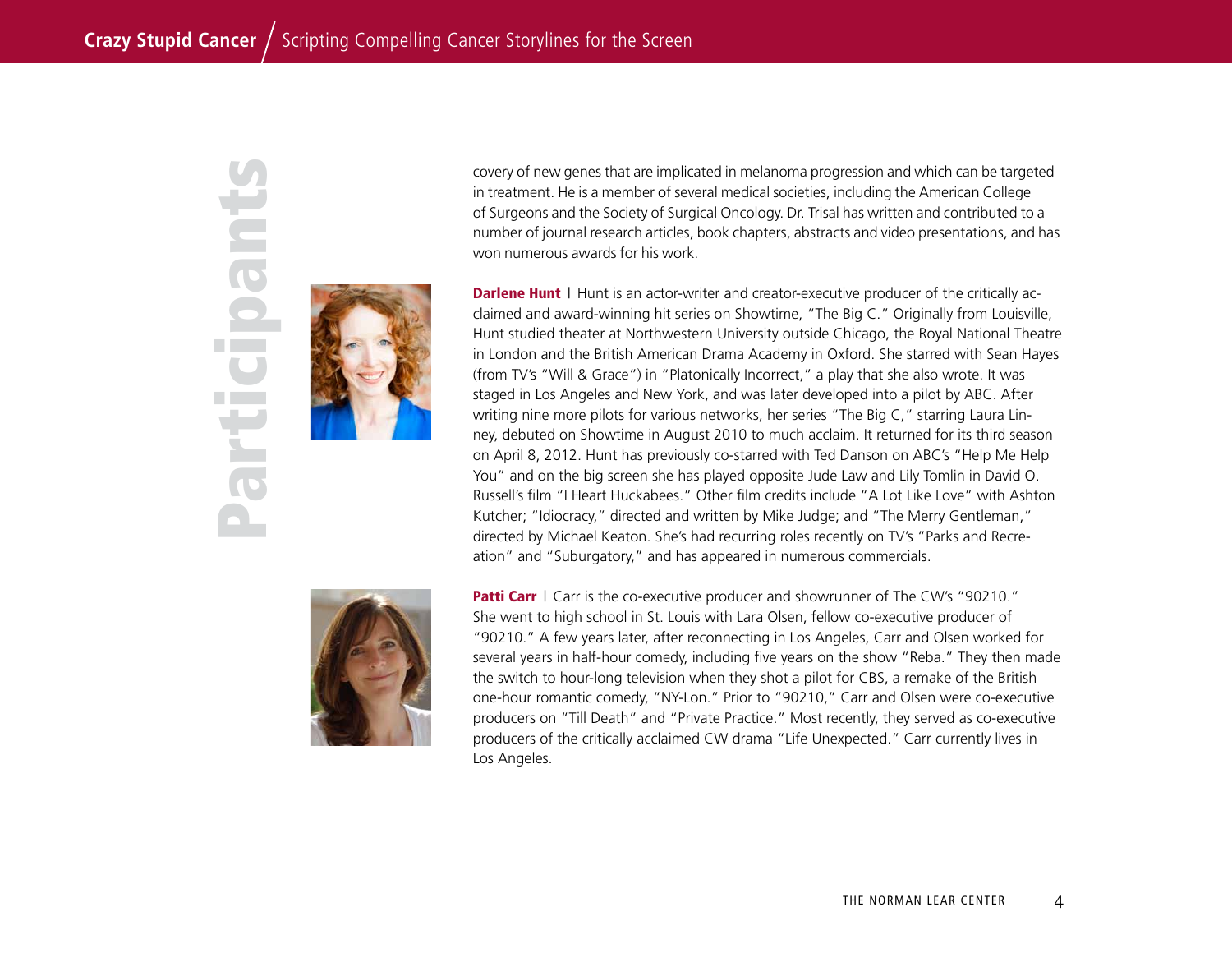# Participants

covery of new genes that are implicated in melanoma progression and which can be targeted in treatment. He is a member of several medical societies, including the American College of Surgeons and the Society of Surgical Oncology. Dr. Trisal has written and contributed to a number of journal research articles, book chapters, abstracts and video presentations, and has won numerous awards for his work.

**Darlene Hunt** | Hunt is an actor-writer and creator-executive producer of the critically acclaimed and award-winning hit series on Showtime, "The Big C." Originally from Louisville, Hunt studied theater at Northwestern University outside Chicago, the Royal National Theatre in London and the British American Drama Academy in Oxford. She starred with Sean Hayes (from TV's "Will & Grace") in "Platonically Incorrect," a play that she also wrote. It was staged in Los Angeles and New York, and was later developed into a pilot by ABC. After writing nine more pilots for various networks, her series "The Big C," starring Laura Linney, debuted on Showtime in August 2010 to much acclaim. It returned for its third season on April 8, 2012. Hunt has previously co-starred with Ted Danson on ABC's "Help Me Help You" and on the big screen she has played opposite Jude Law and Lily Tomlin in David O. Russell's film "I Heart Huckabees." Other film credits include "A Lot Like Love" with Ashton Kutcher; "Idiocracy," directed and written by Mike Judge; and "The Merry Gentleman," directed by Michael Keaton. She's had recurring roles recently on TV's "Parks and Recreation" and "Suburgatory," and has appeared in numerous commercials.

**Patti Carr** | Carr is the co-executive producer and showrunner of The CW's "90210." She went to high school in St. Louis with Lara Olsen, fellow co-executive producer of "90210." A few years later, after reconnecting in Los Angeles, Carr and Olsen worked for several years in half-hour comedy, including five years on the show "Reba." They then made the switch to hour-long television when they shot a pilot for CBS, a remake of the British one-hour romantic comedy, "NY-Lon." Prior to "90210," Carr and Olsen were co-executive producers on "Till Death" and "Private Practice." Most recently, they served as co-executive producers of the critically acclaimed CW drama "Life Unexpected." Carr currently lives in Los Angeles.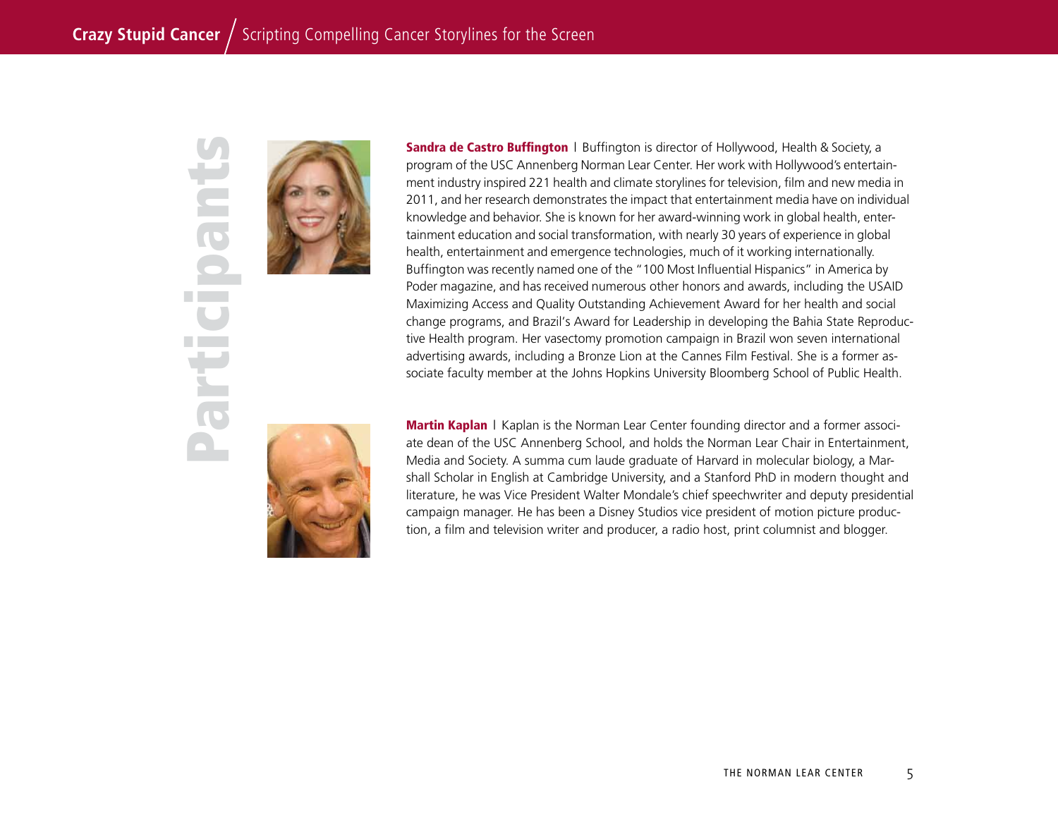# Participants

**Sandra de Castro Buffington** | Buffington is director of Hollywood, Health & Society, a program of the USC Annenberg Norman Lear Center. Her work with Hollywood's entertainment industry inspired 221 health and climate storylines for television, film and new media in 2011, and her research demonstrates the impact that entertainment media have on individual knowledge and behavior. She is known for her award-winning work in global health, entertainment education and social transformation, with nearly 30 years of experience in global health, entertainment and emergence technologies, much of it working internationally. Buffington was recently named one of the "100 Most Influential Hispanics" in America by Poder magazine, and has received numerous other honors and awards, including the USAID Maximizing Access and Quality Outstanding Achievement Award for her health and social change programs, and Brazil's Award for Leadership in developing the Bahia State Reproductive Health program. Her vasectomy promotion campaign in Brazil won seven international advertising awards, including a Bronze Lion at the Cannes Film Festival. She is a former associate faculty member at the Johns Hopkins University Bloomberg School of Public Health.

**Martin Kaplan** | Kaplan is the Norman Lear Center founding director and a former associate dean of the USC Annenberg School, and holds the Norman Lear Chair in Entertainment, Media and Society. A summa cum laude graduate of Harvard in molecular biology, a Marshall Scholar in English at Cambridge University, and a Stanford PhD in modern thought and literature, he was Vice President Walter Mondale's chief speechwriter and deputy presidential campaign manager. He has been a Disney Studios vice president of motion picture production, a film and television writer and producer, a radio host, print columnist and blogger.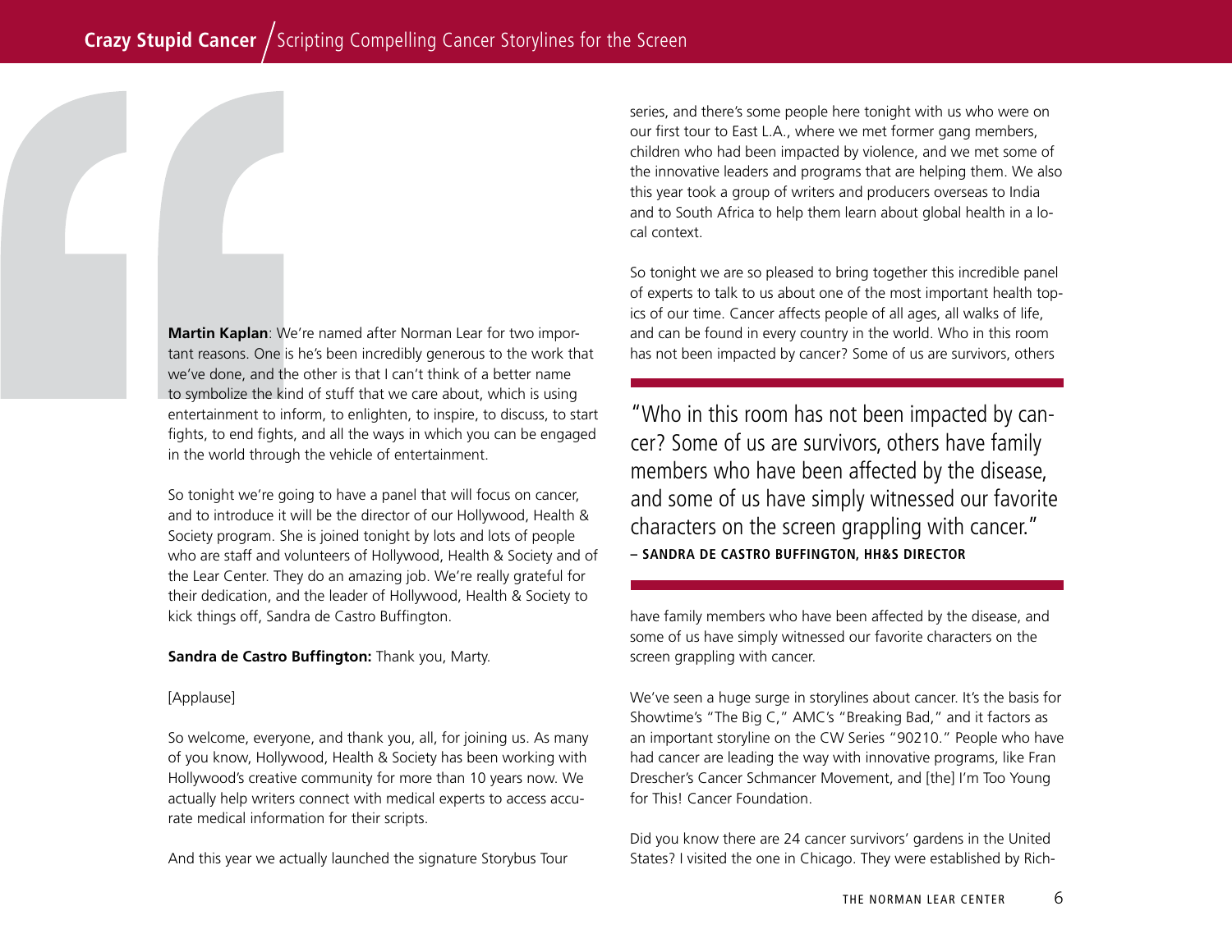**Martin Kaplan**: We're named after Norman Lear for two important reasons. One is he's been incredibly generous to the work that we've done, and the other is that I can't think of a better name to symbolize the kind of stuff that we care about, which is using entertainment to inform, to enlighten, to inspire, to discuss, to start fights, to end fights, and all the ways in which you can be engaged in the world through the vehicle of entertainment.

So tonight we're going to have a panel that will focus on cancer, and to introduce it will be the director of our Hollywood, Health & Society program. She is joined tonight by lots and lots of people who are staff and volunteers of Hollywood, Health & Society and of the Lear Center. They do an amazing job. We're really grateful for their dedication, and the leader of Hollywood, Health & Society to kick things off, Sandra de Castro Buffington.

**Sandra de Castro Buffington:** Thank you, Marty.

[Applause]

So welcome, everyone, and thank you, all, for joining us. As many of you know, Hollywood, Health & Society has been working with Hollywood's creative community for more than 10 years now. We actually help writers connect with medical experts to access accurate medical information for their scripts.

And this year we actually launched the signature Storybus Tour series, and there's some people here tonight with us who were on our first tour to East L.A., where we met former gang members, children who had been impacted by violence, and we met some of the innovative leaders and programs that are helping them. We also this year took a group of writers and producers overseas to India and to South Africa to help them learn about global health in a local context.

So tonight we are so pleased to bring together this incredible panel of experts to talk to us about one of the most important health topics of our time. Cancer affects people of all ages, all walks of life, and can be found in every country in the world. Who in this room has not been impacted by cancer? Some of us are survivors, others have family members who have been affected by the disease, and some of us have simply witnessed our favorite characters on the screen grappling with cancer.

> "Who in this room has not been impacted by cancer? Some of us are survivors, others have family members who have been affected by the disease, and some of us have simply witnessed our favorite characters on the screen grappling with cancer."
> **– SANDRA DE CASTRO BUFFINGTON, HH&S DIRECTOR**

We've seen a huge surge in storylines about cancer. It's the basis for Showtime's "The Big C," AMC's "Breaking Bad," and it factors as an important storyline on the CW Series "90210." People who have had cancer are leading the way with innovative programs, like Fran Drescher's Cancer Schmancer Movement, and [the] I'm Too Young for This! Cancer Foundation.

Did you know there are 24 cancer survivors' gardens in the United States? I visited the one in Chicago. They were established by Rich-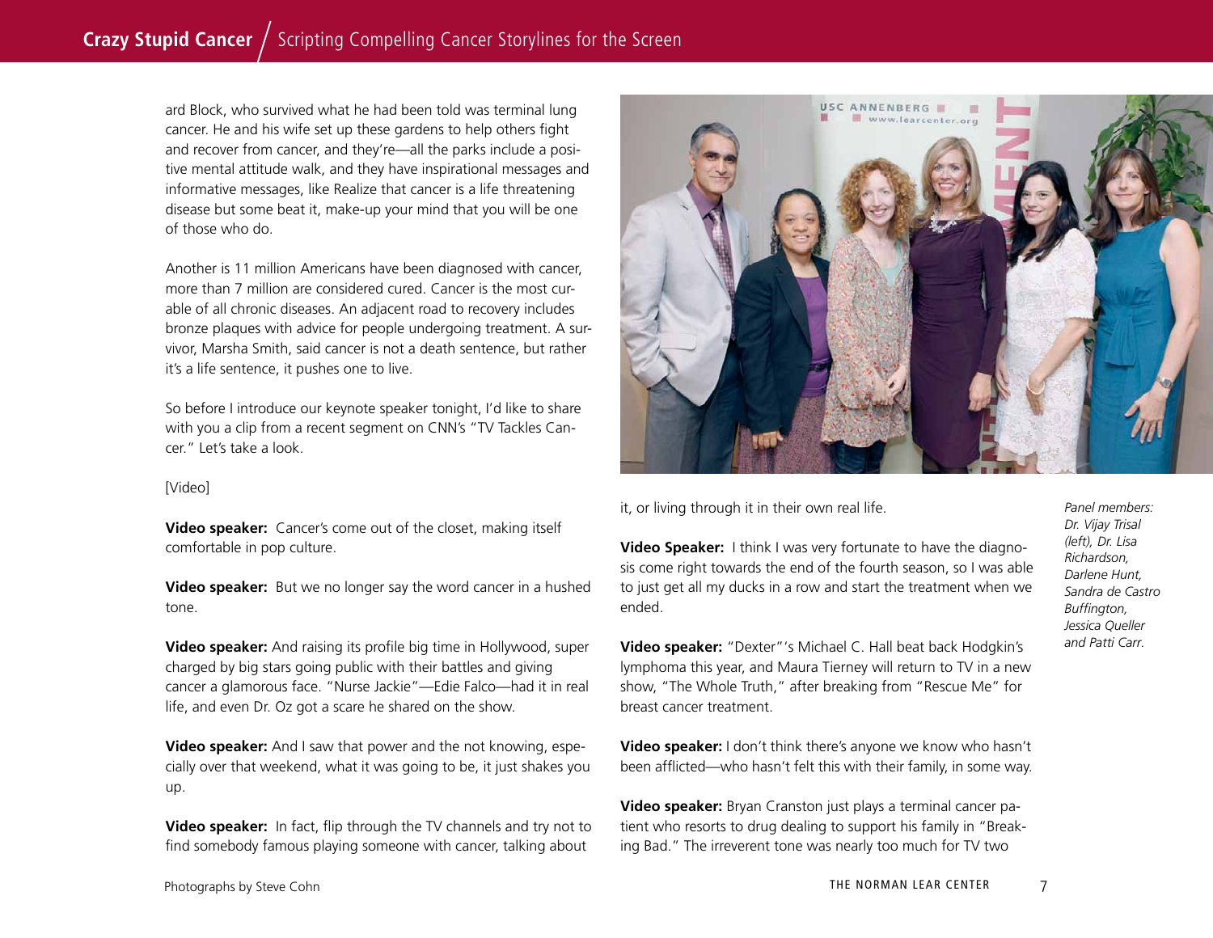ard Block, who survived what he had been told was terminal lung cancer. He and his wife set up these gardens to help others fight and recover from cancer, and they're—all the parks include a positive mental attitude walk, and they have inspirational messages and informative messages, like Realize that cancer is a life threatening disease but some beat it, make-up your mind that you will be one of those who do.

Another is 11 million Americans have been diagnosed with cancer, more than 7 million are considered cured. Cancer is the most curable of all chronic diseases. An adjacent road to recovery includes bronze plaques with advice for people undergoing treatment. A survivor, Marsha Smith, said cancer is not a death sentence, but rather it's a life sentence, it pushes one to live.

So before I introduce our keynote speaker tonight, I'd like to share with you a clip from a recent segment on CNN's "TV Tackles Cancer." Let's take a look.

[Video]

**Video speaker:** Cancer's come out of the closet, making itself comfortable in pop culture.

**Video speaker:** But we no longer say the word cancer in a hushed tone.

**Video speaker:** And raising its profile big time in Hollywood, super charged by big stars going public with their battles and giving cancer a glamorous face. "Nurse Jackie"—Edie Falco—had it in real life, and even Dr. Oz got a scare he shared on the show.

**Video speaker:** And I saw that power and the not knowing, especially over that weekend, what it was going to be, it just shakes you up.

**Video speaker:** In fact, flip through the TV channels and try not to find somebody famous playing someone with cancer, talking about it, or living through it in their own real life.

**Video Speaker:** I think I was very fortunate to have the diagnosis come right towards the end of the fourth season, so I was able to just get all my ducks in a row and start the treatment when we ended.

**Video speaker:** "Dexter"'s Michael C. Hall beat back Hodgkin's lymphoma this year, and Maura Tierney will return to TV in a new show, "The Whole Truth," after breaking from "Rescue Me" for breast cancer treatment.

**Video speaker:** I don't think there's anyone we know who hasn't been afflicted—who hasn't felt this with their family, in some way.

**Video speaker:** Bryan Cranston just plays a terminal cancer patient who resorts to drug dealing to support his family in "Breaking Bad." The irreverent tone was nearly too much for TV two

*Panel members: Dr. Vijay Trisal (left), Dr. Lisa Richardson, Darlene Hunt, Sandra de Castro Buffington, Jessica Queller and Patti Carr.*

Photographs by Steve Cohn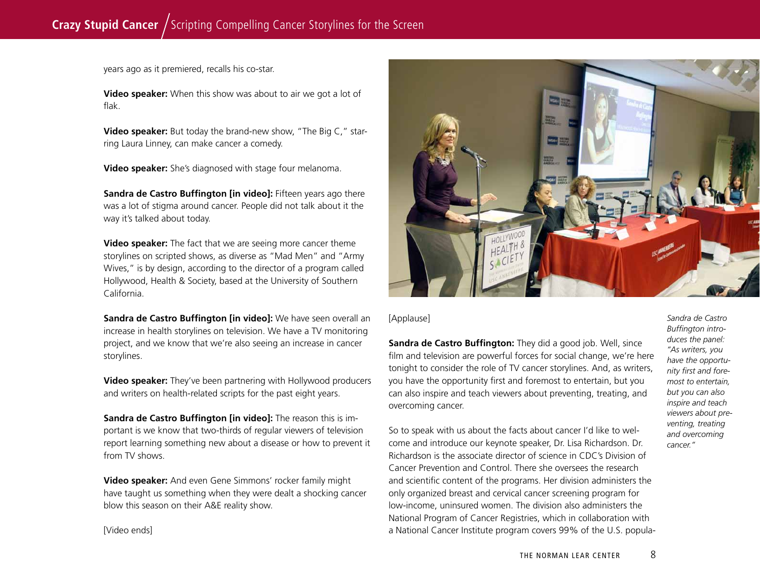years ago as it premiered, recalls his co-star.

**Video speaker:** When this show was about to air we got a lot of flak.

**Video speaker:** But today the brand-new show, "The Big C," starring Laura Linney, can make cancer a comedy.

**Video speaker:** She's diagnosed with stage four melanoma.

**Sandra de Castro Buffington [in video]:** Fifteen years ago there was a lot of stigma around cancer. People did not talk about it the way it's talked about today.

**Video speaker:** The fact that we are seeing more cancer theme storylines on scripted shows, as diverse as "Mad Men" and "Army Wives," is by design, according to the director of a program called Hollywood, Health & Society, based at the University of Southern California.

**Sandra de Castro Buffington [in video]:** We have seen overall an increase in health storylines on television. We have a TV monitoring project, and we know that we're also seeing an increase in cancer storylines.

**Video speaker:** They've been partnering with Hollywood producers and writers on health-related scripts for the past eight years.

**Sandra de Castro Buffington [in video]:** The reason this is important is we know that two-thirds of regular viewers of television report learning something new about a disease or how to prevent it from TV shows.

**Video speaker:** And even Gene Simmons' rocker family might have taught us something when they were dealt a shocking cancer blow this season on their A&E reality show.

[Video ends]

[Applause]

**Sandra de Castro Buffington:** They did a good job. Well, since film and television are powerful forces for social change, we're here tonight to consider the role of TV cancer storylines. And, as writers, you have the opportunity first and foremost to entertain, but you can also inspire and teach viewers about preventing, treating, and overcoming cancer.

So to speak with us about the facts about cancer I'd like to welcome and introduce our keynote speaker, Dr. Lisa Richardson. Dr. Richardson is the associate director of science in CDC's Division of Cancer Prevention and Control. There she oversees the research and scientific content of the programs. Her division administers the only organized breast and cervical cancer screening program for low-income, uninsured women. The division also administers the National Program of Cancer Registries, which in collaboration with a National Cancer Institute program covers 99% of the U.S. popula-

*Sandra de Castro Buffington introduces the panel: "As writers, you have the opportunity first and foremost to entertain, but you can also inspire and teach viewers about preventing, treating and overcoming cancer."*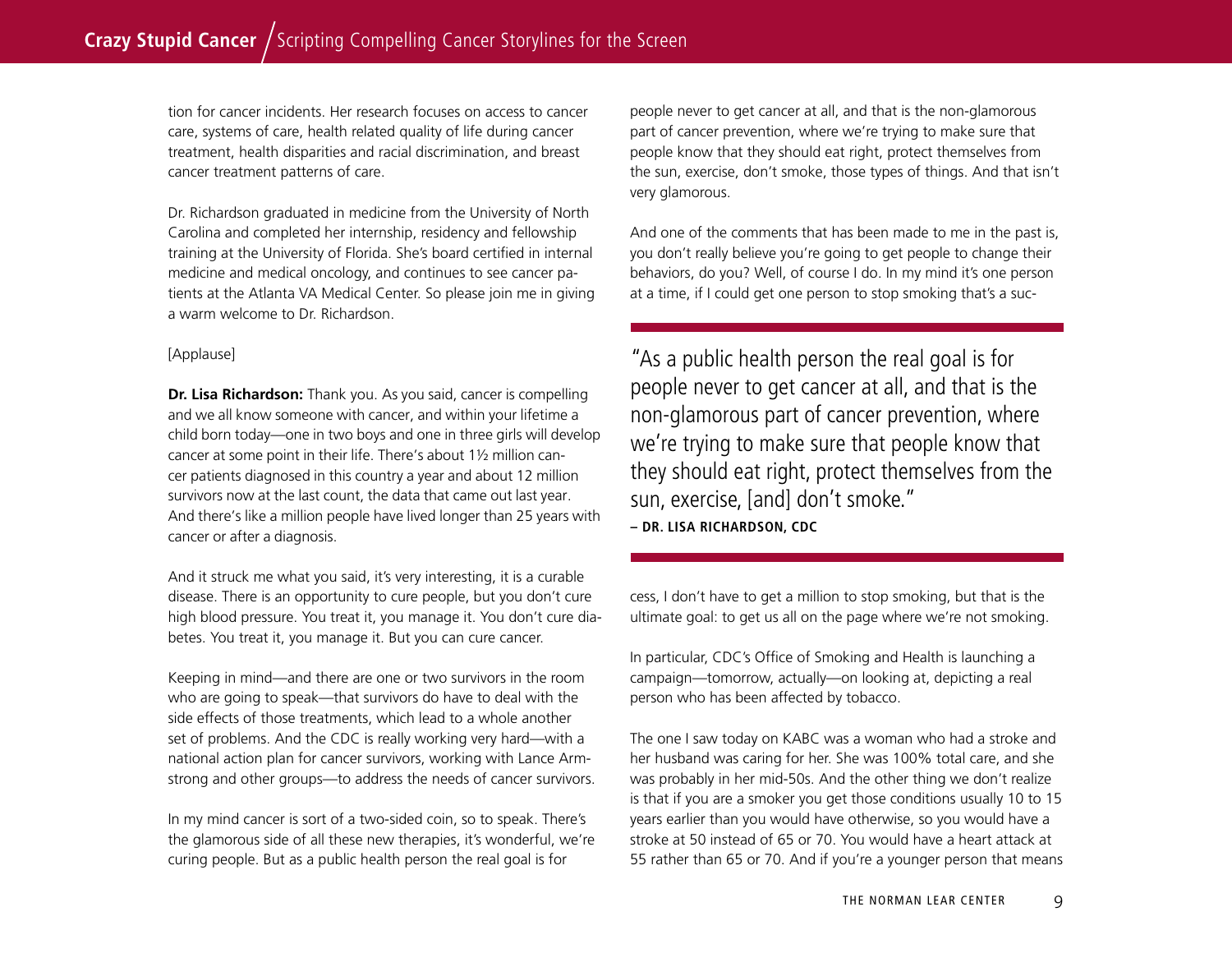tion for cancer incidents. Her research focuses on access to cancer care, systems of care, health related quality of life during cancer treatment, health disparities and racial discrimination, and breast cancer treatment patterns of care.

Dr. Richardson graduated in medicine from the University of North Carolina and completed her internship, residency and fellowship training at the University of Florida. She's board certified in internal medicine and medical oncology, and continues to see cancer patients at the Atlanta VA Medical Center. So please join me in giving a warm welcome to Dr. Richardson.

[Applause]

**Dr. Lisa Richardson:** Thank you. As you said, cancer is compelling and we all know someone with cancer, and within your lifetime a child born today—one in two boys and one in three girls will develop cancer at some point in their life. There's about 1½ million cancer patients diagnosed in this country a year and about 12 million survivors now at the last count, the data that came out last year. And there's like a million people have lived longer than 25 years with cancer or after a diagnosis.

And it struck me what you said, it's very interesting, it is a curable disease. There is an opportunity to cure people, but you don't cure high blood pressure. You treat it, you manage it. You don't cure diabetes. You treat it, you manage it. But you can cure cancer.

Keeping in mind—and there are one or two survivors in the room who are going to speak—that survivors do have to deal with the side effects of those treatments, which lead to a whole another set of problems. And the CDC is really working very hard—with a national action plan for cancer survivors, working with Lance Armstrong and other groups—to address the needs of cancer survivors.

In my mind cancer is sort of a two-sided coin, so to speak. There's the glamorous side of all these new therapies, it's wonderful, we're curing people. But as a public health person the real goal is for people never to get cancer at all, and that is the non-glamorous part of cancer prevention, where we're trying to make sure that people know that they should eat right, protect themselves from the sun, exercise, don't smoke, those types of things. And that isn't very glamorous.

And one of the comments that has been made to me in the past is, you don't really believe you're going to get people to change their behaviors, do you? Well, of course I do. In my mind it's one person at a time, if I could get one person to stop smoking that's a success, I don't have to get a million to stop smoking, but that is the ultimate goal: to get us all on the page where we're not smoking.

> "As a public health person the real goal is for people never to get cancer at all, and that is the non-glamorous part of cancer prevention, where we're trying to make sure that people know that they should eat right, protect themselves from the sun, exercise, [and] don't smoke."
> **– DR. LISA RICHARDSON, CDC**

In particular, CDC's Office of Smoking and Health is launching a campaign—tomorrow, actually—on looking at, depicting a real person who has been affected by tobacco.

The one I saw today on KABC was a woman who had a stroke and her husband was caring for her. She was 100% total care, and she was probably in her mid-50s. And the other thing we don't realize is that if you are a smoker you get those conditions usually 10 to 15 years earlier than you would have otherwise, so you would have a stroke at 50 instead of 65 or 70. You would have a heart attack at 55 rather than 65 or 70. And if you're a younger person that means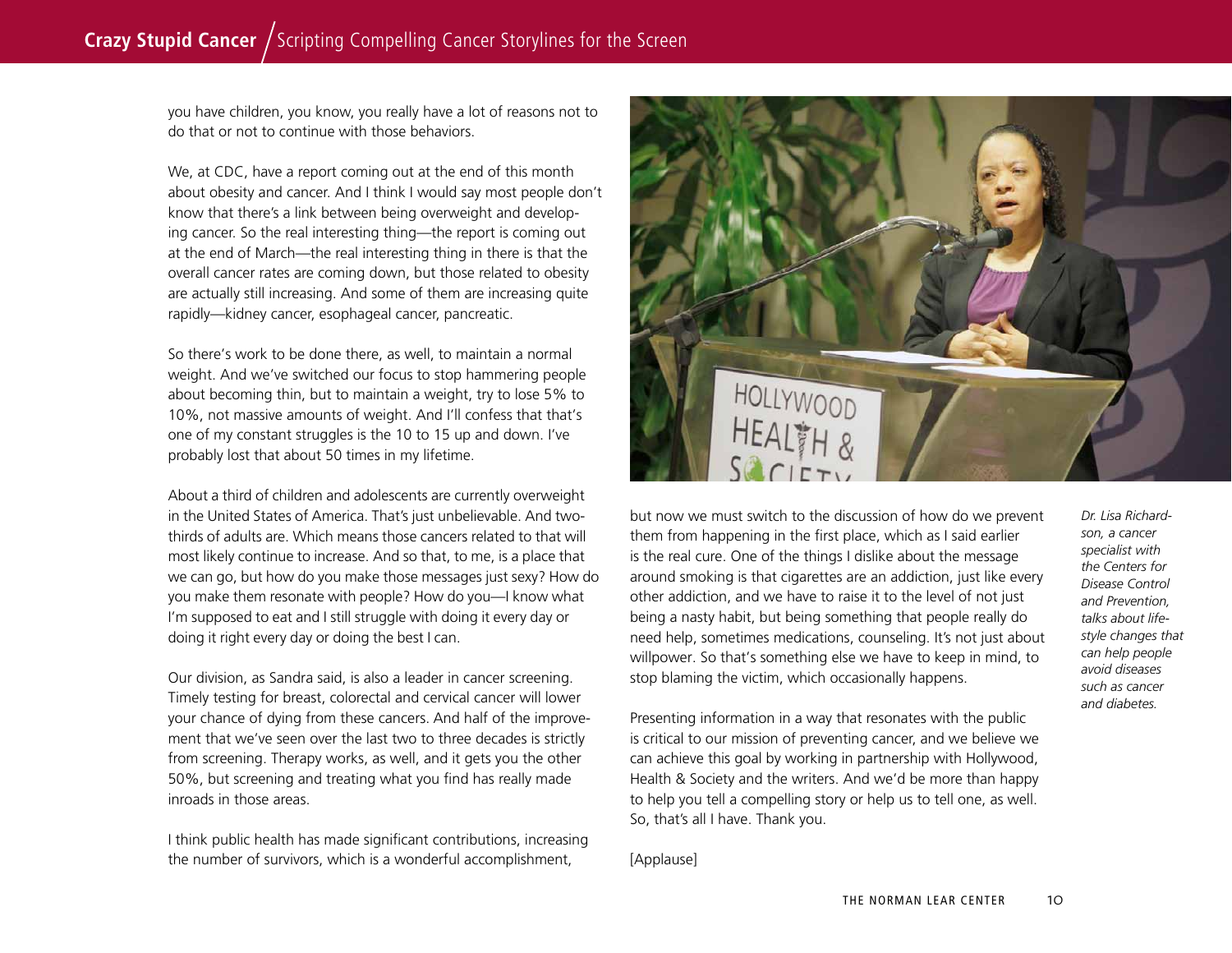you have children, you know, you really have a lot of reasons not to do that or not to continue with those behaviors.

We, at CDC, have a report coming out at the end of this month about obesity and cancer. And I think I would say most people don't know that there's a link between being overweight and developing cancer. So the real interesting thing—the report is coming out at the end of March—the real interesting thing in there is that the overall cancer rates are coming down, but those related to obesity are actually still increasing. And some of them are increasing quite rapidly—kidney cancer, esophageal cancer, pancreatic.

So there's work to be done there, as well, to maintain a normal weight. And we've switched our focus to stop hammering people about becoming thin, but to maintain a weight, try to lose 5% to 10%, not massive amounts of weight. And I'll confess that that's one of my constant struggles is the 10 to 15 up and down. I've probably lost that about 50 times in my lifetime.

About a third of children and adolescents are currently overweight in the United States of America. That's just unbelievable. And two-thirds of adults are. Which means those cancers related to that will most likely continue to increase. And so that, to me, is a place that we can go, but how do you make those messages just sexy? How do you make them resonate with people? How do you—I know what I'm supposed to eat and I still struggle with doing it every day or doing it right every day or doing the best I can.

Our division, as Sandra said, is also a leader in cancer screening. Timely testing for breast, colorectal and cervical cancer will lower your chance of dying from these cancers. And half of the improvement that we've seen over the last two to three decades is strictly from screening. Therapy works, as well, and it gets you the other 50%, but screening and treating what you find has really made inroads in those areas.

I think public health has made significant contributions, increasing the number of survivors, which is a wonderful accomplishment, but now we must switch to the discussion of how do we prevent them from happening in the first place, which as I said earlier is the real cure. One of the things I dislike about the message around smoking is that cigarettes are an addiction, just like every other addiction, and we have to raise it to the level of not just being a nasty habit, but being something that people really do need help, sometimes medications, counseling. It's not just about willpower. So that's something else we have to keep in mind, to stop blaming the victim, which occasionally happens.

Presenting information in a way that resonates with the public is critical to our mission of preventing cancer, and we believe we can achieve this goal by working in partnership with Hollywood, Health & Society and the writers. And we'd be more than happy to help you tell a compelling story or help us to tell one, as well. So, that's all I have. Thank you.

[Applause]

*Dr. Lisa Richardson, a cancer specialist with the Centers for Disease Control and Prevention, talks about lifestyle changes that can help people avoid diseases such as cancer and diabetes.*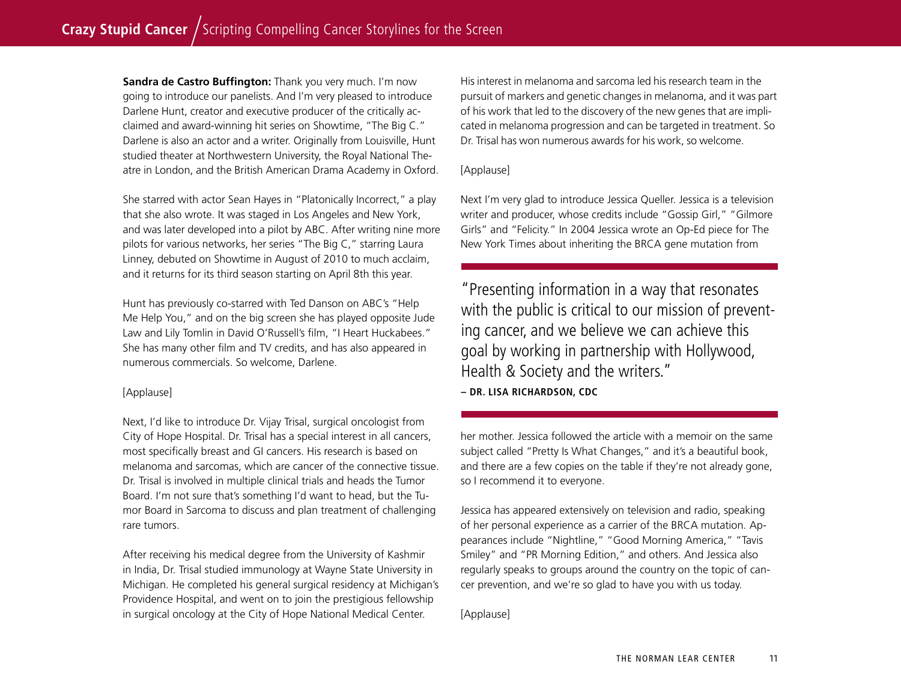**Sandra de Castro Buffington:** Thank you very much. I'm now going to introduce our panelists. And I'm very pleased to introduce Darlene Hunt, creator and executive producer of the critically acclaimed and award-winning hit series on Showtime, "The Big C." Darlene is also an actor and a writer. Originally from Louisville, Hunt studied theater at Northwestern University, the Royal National Theatre in London, and the British American Drama Academy in Oxford.

She starred with actor Sean Hayes in "Platonically Incorrect," a play that she also wrote. It was staged in Los Angeles and New York, and was later developed into a pilot by ABC. After writing nine more pilots for various networks, her series "The Big C," starring Laura Linney, debuted on Showtime in August of 2010 to much acclaim, and it returns for its third season starting on April 8th this year.

Hunt has previously co-starred with Ted Danson on ABC's "Help Me Help You," and on the big screen she has played opposite Jude Law and Lily Tomlin in David O'Russell's film, "I Heart Huckabees." She has many other film and TV credits, and has also appeared in numerous commercials. So welcome, Darlene.

[Applause]

Next, I'd like to introduce Dr. Vijay Trisal, surgical oncologist from City of Hope Hospital. Dr. Trisal has a special interest in all cancers, most specifically breast and GI cancers. His research is based on melanoma and sarcomas, which are cancer of the connective tissue. Dr. Trisal is involved in multiple clinical trials and heads the Tumor Board. I'm not sure that's something I'd want to head, but the Tumor Board in Sarcoma to discuss and plan treatment of challenging rare tumors.

After receiving his medical degree from the University of Kashmir in India, Dr. Trisal studied immunology at Wayne State University in Michigan. He completed his general surgical residency at Michigan's Providence Hospital, and went on to join the prestigious fellowship in surgical oncology at the City of Hope National Medical Center. His interest in melanoma and sarcoma led his research team in the pursuit of markers and genetic changes in melanoma, and it was part of his work that led to the discovery of the new genes that are implicated in melanoma progression and can be targeted in treatment. So Dr. Trisal has won numerous awards for his work, so welcome.

[Applause]

Next I'm very glad to introduce Jessica Queller. Jessica is a television writer and producer, whose credits include "Gossip Girl," "Gilmore Girls" and "Felicity." In 2004 Jessica wrote an Op-Ed piece for The New York Times about inheriting the BRCA gene mutation from her mother. Jessica followed the article with a memoir on the same subject called "Pretty Is What Changes," and it's a beautiful book, and there are a few copies on the table if they're not already gone, so I recommend it to everyone.

> "Presenting information in a way that resonates with the public is critical to our mission of preventing cancer, and we believe we can achieve this goal by working in partnership with Hollywood, Health & Society and the writers."
>
> **– DR. LISA RICHARDSON, CDC**

Jessica has appeared extensively on television and radio, speaking of her personal experience as a carrier of the BRCA mutation. Appearances include "Nightline," "Good Morning America," "Tavis Smiley" and "PR Morning Edition," and others. And Jessica also regularly speaks to groups around the country on the topic of cancer prevention, and we're so glad to have you with us today.

[Applause]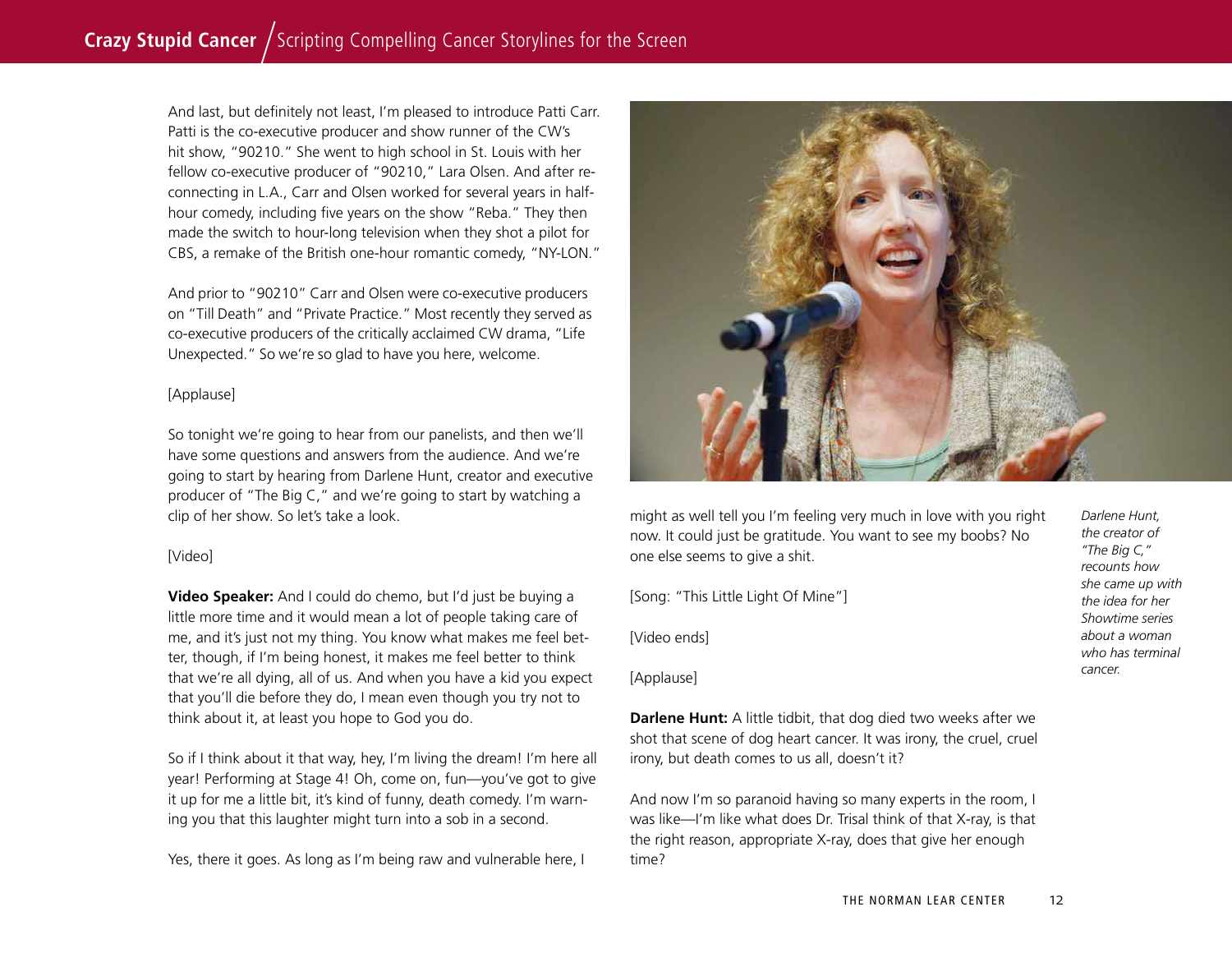And last, but definitely not least, I'm pleased to introduce Patti Carr. Patti is the co-executive producer and show runner of the CW's hit show, "90210." She went to high school in St. Louis with her fellow co-executive producer of "90210," Lara Olsen. And after re-connecting in L.A., Carr and Olsen worked for several years in half-hour comedy, including five years on the show "Reba." They then made the switch to hour-long television when they shot a pilot for CBS, a remake of the British one-hour romantic comedy, "NY-LON."

And prior to "90210" Carr and Olsen were co-executive producers on "Till Death" and "Private Practice." Most recently they served as co-executive producers of the critically acclaimed CW drama, "Life Unexpected." So we're so glad to have you here, welcome.

[Applause]

So tonight we're going to hear from our panelists, and then we'll have some questions and answers from the audience. And we're going to start by hearing from Darlene Hunt, creator and executive producer of "The Big C," and we're going to start by watching a clip of her show. So let's take a look.

[Video]

**Video Speaker:** And I could do chemo, but I'd just be buying a little more time and it would mean a lot of people taking care of me, and it's just not my thing. You know what makes me feel better, though, if I'm being honest, it makes me feel better to think that we're all dying, all of us. And when you have a kid you expect that you'll die before they do, I mean even though you try not to think about it, at least you hope to God you do.

So if I think about it that way, hey, I'm living the dream! I'm here all year! Performing at Stage 4! Oh, come on, fun—you've got to give it up for me a little bit, it's kind of funny, death comedy. I'm warning you that this laughter might turn into a sob in a second.

Yes, there it goes. As long as I'm being raw and vulnerable here, I might as well tell you I'm feeling very much in love with you right now. It could just be gratitude. You want to see my boobs? No one else seems to give a shit.

[Song: "This Little Light Of Mine"]

[Video ends]

[Applause]

**Darlene Hunt:** A little tidbit, that dog died two weeks after we shot that scene of dog heart cancer. It was irony, the cruel, cruel irony, but death comes to us all, doesn't it?

And now I'm so paranoid having so many experts in the room, I was like—I'm like what does Dr. Trisal think of that X-ray, is that the right reason, appropriate X-ray, does that give her enough time?

*Darlene Hunt, the creator of "The Big C," recounts how she came up with the idea for her Showtime series about a woman who has terminal cancer.*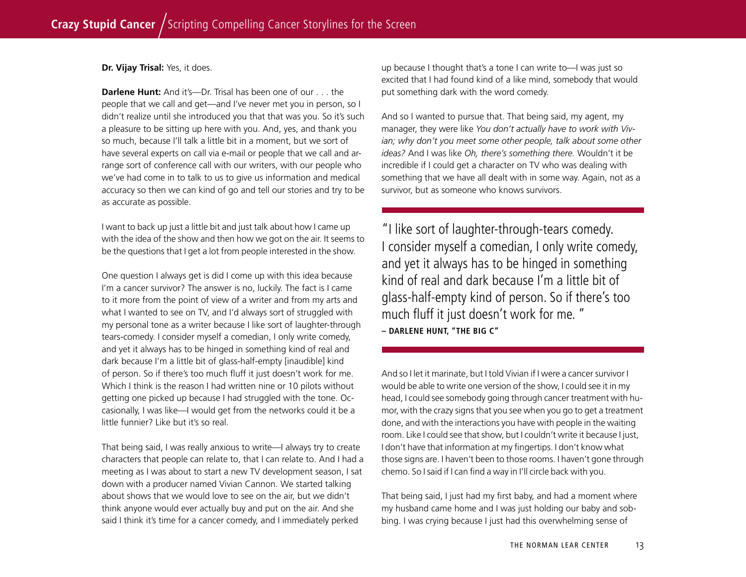**Dr. Vijay Trisal:** Yes, it does.

**Darlene Hunt:** And it's—Dr. Trisal has been one of our . . . the people that we call and get—and I've never met you in person, so I didn't realize until she introduced you that that was you. So it's such a pleasure to be sitting up here with you. And, yes, and thank you so much, because I'll talk a little bit in a moment, but we sort of have several experts on call via e-mail or people that we call and arrange sort of conference call with our writers, with our people who we've had come in to talk to us to give us information and medical accuracy so then we can kind of go and tell our stories and try to be as accurate as possible.

I want to back up just a little bit and just talk about how I came up with the idea of the show and then how we got on the air. It seems to be the questions that I get a lot from people interested in the show.

One question I always get is did I come up with this idea because I'm a cancer survivor? The answer is no, luckily. The fact is I came to it more from the point of view of a writer and from my arts and what I wanted to see on TV, and I'd always sort of struggled with my personal tone as a writer because I like sort of laughter-through tears-comedy. I consider myself a comedian, I only write comedy, and yet it always has to be hinged in something kind of real and dark because I'm a little bit of glass-half-empty [inaudible] kind of person. So if there's too much fluff it just doesn't work for me. Which I think is the reason I had written nine or 10 pilots without getting one picked up because I had struggled with the tone. Occasionally, I was like—I would get from the networks could it be a little funnier? Like but it's so real.

That being said, I was really anxious to write—I always try to create characters that people can relate to, that I can relate to. And I had a meeting as I was about to start a new TV development season, I sat down with a producer named Vivian Cannon. We started talking about shows that we would love to see on the air, but we didn't think anyone would ever actually buy and put on the air. And she said I think it's time for a cancer comedy, and I immediately perked up because I thought that's a tone I can write to—I was just so excited that I had found kind of a like mind, somebody that would put something dark with the word comedy.

And so I wanted to pursue that. That being said, my agent, my manager, they were like *You don't actually have to work with Vivian; why don't you meet some other people, talk about some other ideas?* And I was like *Oh, there's something there.* Wouldn't it be incredible if I could get a character on TV who was dealing with something that we have all dealt with in some way. Again, not as a survivor, but as someone who knows survivors.

> "I like sort of laughter-through-tears comedy. I consider myself a comedian, I only write comedy, and yet it always has to be hinged in something kind of real and dark because I'm a little bit of glass-half-empty kind of person. So if there's too much fluff it just doesn't work for me. "
> **– DARLENE HUNT, "THE BIG C"**

And so I let it marinate, but I told Vivian if I were a cancer survivor I would be able to write one version of the show, I could see it in my head, I could see somebody going through cancer treatment with humor, with the crazy signs that you see when you go to get a treatment done, and with the interactions you have with people in the waiting room. Like I could see that show, but I couldn't write it because I just, I don't have that information at my fingertips. I don't know what those signs are. I haven't been to those rooms. I haven't gone through chemo. So I said if I can find a way in I'll circle back with you.

That being said, I just had my first baby, and had a moment where my husband came home and I was just holding our baby and sobbing. I was crying because I just had this overwhelming sense of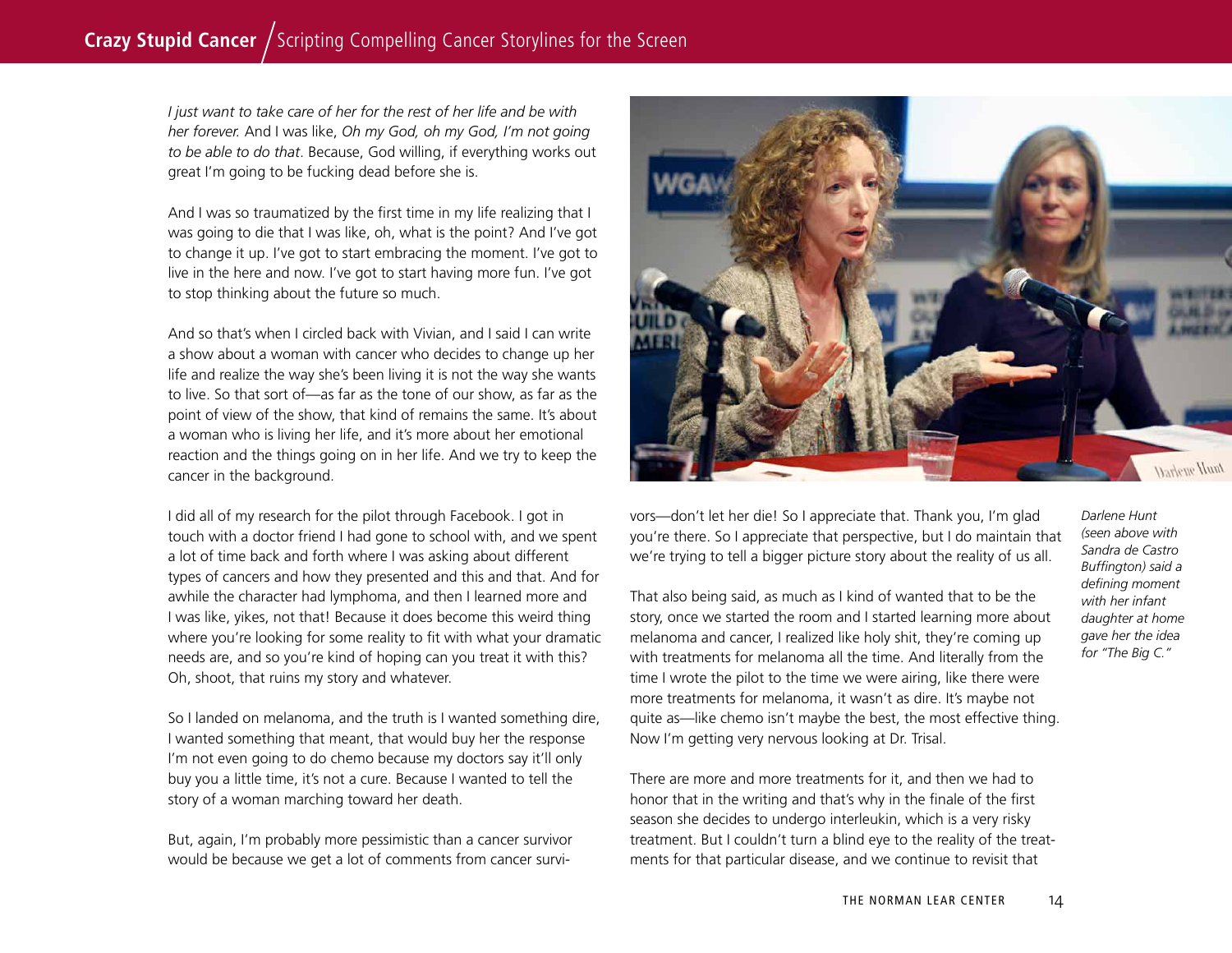*I just want to take care of her for the rest of her life and be with her forever.* And I was like, *Oh my God, oh my God, I'm not going to be able to do that.* Because, God willing, if everything works out great I'm going to be fucking dead before she is.

And I was so traumatized by the first time in my life realizing that I was going to die that I was like, oh, what is the point? And I've got to change it up. I've got to start embracing the moment. I've got to live in the here and now. I've got to start having more fun. I've got to stop thinking about the future so much.

And so that's when I circled back with Vivian, and I said I can write a show about a woman with cancer who decides to change up her life and realize the way she's been living it is not the way she wants to live. So that sort of—as far as the tone of our show, as far as the point of view of the show, that kind of remains the same. It's about a woman who is living her life, and it's more about her emotional reaction and the things going on in her life. And we try to keep the cancer in the background.

I did all of my research for the pilot through Facebook. I got in touch with a doctor friend I had gone to school with, and we spent a lot of time back and forth where I was asking about different types of cancers and how they presented and this and that. And for awhile the character had lymphoma, and then I learned more and I was like, yikes, not that! Because it does become this weird thing where you're looking for some reality to fit with what your dramatic needs are, and so you're kind of hoping can you treat it with this? Oh, shoot, that ruins my story and whatever.

So I landed on melanoma, and the truth is I wanted something dire, I wanted something that meant, that would buy her the response I'm not even going to do chemo because my doctors say it'll only buy you a little time, it's not a cure. Because I wanted to tell the story of a woman marching toward her death.

But, again, I'm probably more pessimistic than a cancer survivor would be because we get a lot of comments from cancer survivors—don't let her die! So I appreciate that. Thank you, I'm glad you're there. So I appreciate that perspective, but I do maintain that we're trying to tell a bigger picture story about the reality of us all.

That also being said, as much as I kind of wanted that to be the story, once we started the room and I started learning more about melanoma and cancer, I realized like holy shit, they're coming up with treatments for melanoma all the time. And literally from the time I wrote the pilot to the time we were airing, like there were more treatments for melanoma, it wasn't as dire. It's maybe not quite as—like chemo isn't maybe the best, the most effective thing. Now I'm getting very nervous looking at Dr. Trisal.

There are more and more treatments for it, and then we had to honor that in the writing and that's why in the finale of the first season she decides to undergo interleukin, which is a very risky treatment. But I couldn't turn a blind eye to the reality of the treatments for that particular disease, and we continue to revisit that

*Darlene Hunt (seen above with Sandra de Castro Buffington) said a defining moment with her infant daughter at home gave her the idea for "The Big C."*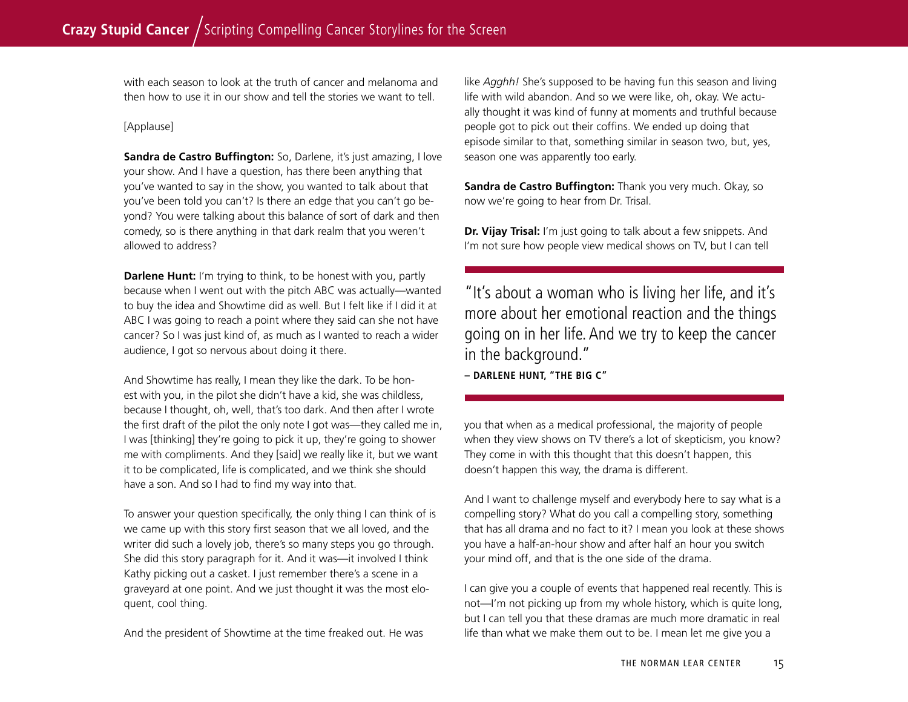with each season to look at the truth of cancer and melanoma and then how to use it in our show and tell the stories we want to tell.

[Applause]

**Sandra de Castro Buffington:** So, Darlene, it's just amazing, I love your show. And I have a question, has there been anything that you've wanted to say in the show, you wanted to talk about that you've been told you can't? Is there an edge that you can't go beyond? You were talking about this balance of sort of dark and then comedy, so is there anything in that dark realm that you weren't allowed to address?

**Darlene Hunt:** I'm trying to think, to be honest with you, partly because when I went out with the pitch ABC was actually—wanted to buy the idea and Showtime did as well. But I felt like if I did it at ABC I was going to reach a point where they said can she not have cancer? So I was just kind of, as much as I wanted to reach a wider audience, I got so nervous about doing it there.

And Showtime has really, I mean they like the dark. To be honest with you, in the pilot she didn't have a kid, she was childless, because I thought, oh, well, that's too dark. And then after I wrote the first draft of the pilot the only note I got was—they called me in, I was [thinking] they're going to pick it up, they're going to shower me with compliments. And they [said] we really like it, but we want it to be complicated, life is complicated, and we think she should have a son. And so I had to find my way into that.

To answer your question specifically, the only thing I can think of is we came up with this story first season that we all loved, and the writer did such a lovely job, there's so many steps you go through. She did this story paragraph for it. And it was—it involved I think Kathy picking out a casket. I just remember there's a scene in a graveyard at one point. And we just thought it was the most eloquent, cool thing.

And the president of Showtime at the time freaked out. He was like *Agghh!* She's supposed to be having fun this season and living life with wild abandon. And so we were like, oh, okay. We actually thought it was kind of funny at moments and truthful because people got to pick out their coffins. We ended up doing that episode similar to that, something similar in season two, but, yes, season one was apparently too early.

**Sandra de Castro Buffington:** Thank you very much. Okay, so now we're going to hear from Dr. Trisal.

**Dr. Vijay Trisal:** I'm just going to talk about a few snippets. And I'm not sure how people view medical shows on TV, but I can tell you that when as a medical professional, the majority of people when they view shows on TV there's a lot of skepticism, you know? They come in with this thought that this doesn't happen, this doesn't happen this way, the drama is different.

> "It's about a woman who is living her life, and it's more about her emotional reaction and the things going on in her life. And we try to keep the cancer in the background."
> – **DARLENE HUNT, "THE BIG C"**

And I want to challenge myself and everybody here to say what is a compelling story? What do you call a compelling story, something that has all drama and no fact to it? I mean you look at these shows you have a half-an-hour show and after half an hour you switch your mind off, and that is the one side of the drama.

I can give you a couple of events that happened real recently. This is not—I'm not picking up from my whole history, which is quite long, but I can tell you that these dramas are much more dramatic in real life than what we make them out to be. I mean let me give you a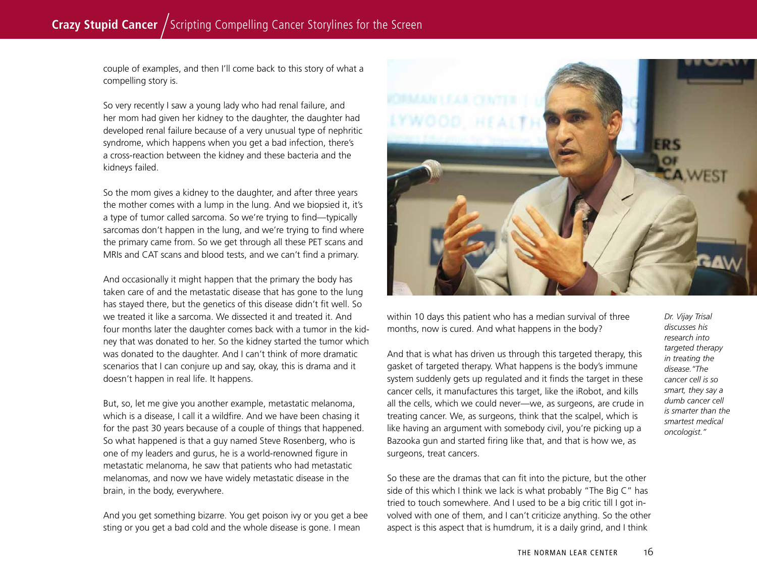couple of examples, and then I'll come back to this story of what a compelling story is.

So very recently I saw a young lady who had renal failure, and her mom had given her kidney to the daughter, the daughter had developed renal failure because of a very unusual type of nephritic syndrome, which happens when you get a bad infection, there's a cross-reaction between the kidney and these bacteria and the kidneys failed.

So the mom gives a kidney to the daughter, and after three years the mother comes with a lump in the lung. And we biopsied it, it's a type of tumor called sarcoma. So we're trying to find—typically sarcomas don't happen in the lung, and we're trying to find where the primary came from. So we get through all these PET scans and MRIs and CAT scans and blood tests, and we can't find a primary.

And occasionally it might happen that the primary the body has taken care of and the metastatic disease that has gone to the lung has stayed there, but the genetics of this disease didn't fit well. So we treated it like a sarcoma. We dissected it and treated it. And four months later the daughter comes back with a tumor in the kidney that was donated to her. So the kidney started the tumor which was donated to the daughter. And I can't think of more dramatic scenarios that I can conjure up and say, okay, this is drama and it doesn't happen in real life. It happens.

But, so, let me give you another example, metastatic melanoma, which is a disease, I call it a wildfire. And we have been chasing it for the past 30 years because of a couple of things that happened. So what happened is that a guy named Steve Rosenberg, who is one of my leaders and gurus, he is a world-renowned figure in metastatic melanoma, he saw that patients who had metastatic melanomas, and now we have widely metastatic disease in the brain, in the body, everywhere.

And you get something bizarre. You get poison ivy or you get a bee sting or you get a bad cold and the whole disease is gone. I mean within 10 days this patient who has a median survival of three months, now is cured. And what happens in the body?

And that is what has driven us through this targeted therapy, this gasket of targeted therapy. What happens is the body's immune system suddenly gets up regulated and it finds the target in these cancer cells, it manufactures this target, like the iRobot, and kills all the cells, which we could never—we, as surgeons, are crude in treating cancer. We, as surgeons, think that the scalpel, which is like having an argument with somebody civil, you're picking up a Bazooka gun and started firing like that, and that is how we, as surgeons, treat cancers.

So these are the dramas that can fit into the picture, but the other side of this which I think we lack is what probably "The Big C" has tried to touch somewhere. And I used to be a big critic till I got involved with one of them, and I can't criticize anything. So the other aspect is this aspect that is humdrum, it is a daily grind, and I think

*Dr. Vijay Trisal discusses his research into targeted therapy in treating the disease. "The cancer cell is so smart, they say a dumb cancer cell is smarter than the smartest medical oncologist."*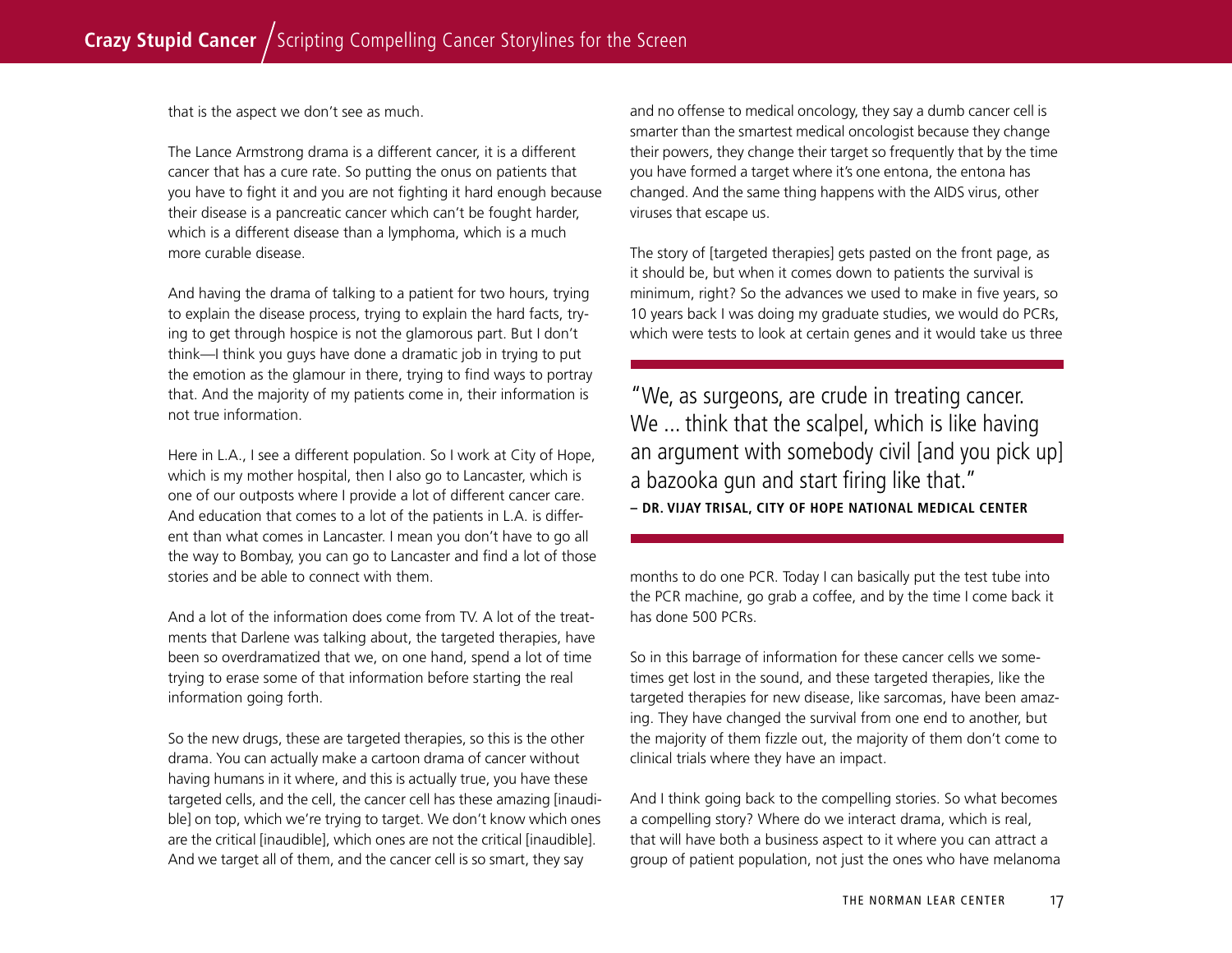that is the aspect we don't see as much.

The Lance Armstrong drama is a different cancer, it is a different cancer that has a cure rate. So putting the onus on patients that you have to fight it and you are not fighting it hard enough because their disease is a pancreatic cancer which can't be fought harder, which is a different disease than a lymphoma, which is a much more curable disease.

And having the drama of talking to a patient for two hours, trying to explain the disease process, trying to explain the hard facts, trying to get through hospice is not the glamorous part. But I don't think—I think you guys have done a dramatic job in trying to put the emotion as the glamour in there, trying to find ways to portray that. And the majority of my patients come in, their information is not true information.

Here in L.A., I see a different population. So I work at City of Hope, which is my mother hospital, then I also go to Lancaster, which is one of our outposts where I provide a lot of different cancer care. And education that comes to a lot of the patients in L.A. is different than what comes in Lancaster. I mean you don't have to go all the way to Bombay, you can go to Lancaster and find a lot of those stories and be able to connect with them.

And a lot of the information does come from TV. A lot of the treatments that Darlene was talking about, the targeted therapies, have been so overdramatized that we, on one hand, spend a lot of time trying to erase some of that information before starting the real information going forth.

So the new drugs, these are targeted therapies, so this is the other drama. You can actually make a cartoon drama of cancer without having humans in it where, and this is actually true, you have these targeted cells, and the cell, the cancer cell has these amazing [inaudible] on top, which we're trying to target. We don't know which ones are the critical [inaudible], which ones are not the critical [inaudible]. And we target all of them, and the cancer cell is so smart, they say and no offense to medical oncology, they say a dumb cancer cell is smarter than the smartest medical oncologist because they change their powers, they change their target so frequently that by the time you have formed a target where it's one entona, the entona has changed. And the same thing happens with the AIDS virus, other viruses that escape us.

The story of [targeted therapies] gets pasted on the front page, as it should be, but when it comes down to patients the survival is minimum, right? So the advances we used to make in five years, so 10 years back I was doing my graduate studies, we would do PCRs, which were tests to look at certain genes and it would take us three months to do one PCR. Today I can basically put the test tube into the PCR machine, go grab a coffee, and by the time I come back it has done 500 PCRs.

> "We, as surgeons, are crude in treating cancer. We ... think that the scalpel, which is like having an argument with somebody civil [and you pick up] a bazooka gun and start firing like that."
>
> **– DR. VIJAY TRISAL, CITY OF HOPE NATIONAL MEDICAL CENTER**

So in this barrage of information for these cancer cells we sometimes get lost in the sound, and these targeted therapies, like the targeted therapies for new disease, like sarcomas, have been amazing. They have changed the survival from one end to another, but the majority of them fizzle out, the majority of them don't come to clinical trials where they have an impact.

And I think going back to the compelling stories. So what becomes a compelling story? Where do we interact drama, which is real, that will have both a business aspect to it where you can attract a group of patient population, not just the ones who have melanoma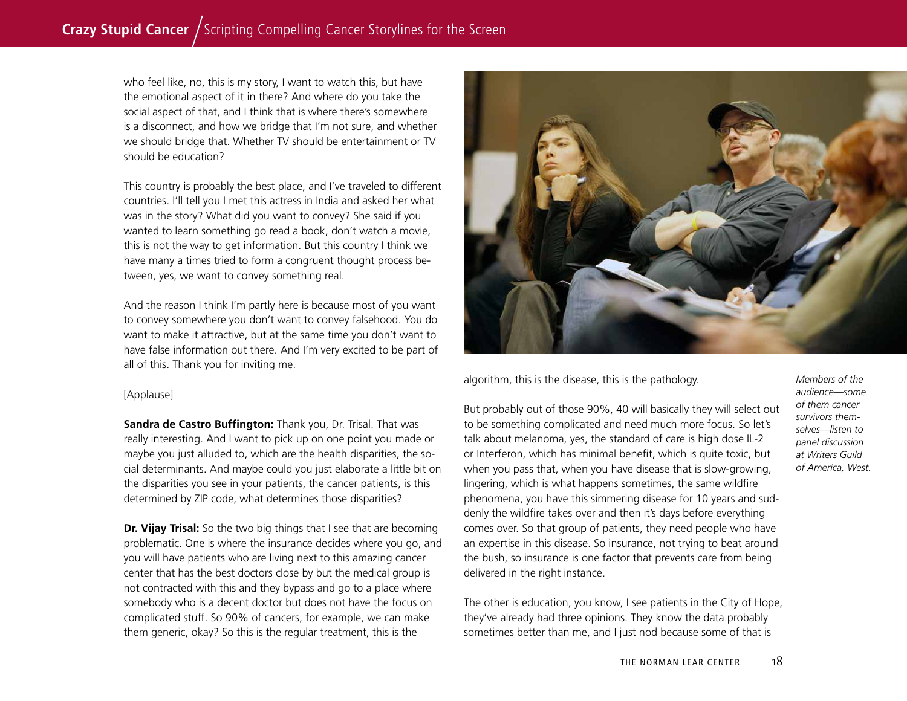who feel like, no, this is my story, I want to watch this, but have the emotional aspect of it in there? And where do you take the social aspect of that, and I think that is where there's somewhere is a disconnect, and how we bridge that I'm not sure, and whether we should bridge that. Whether TV should be entertainment or TV should be education?

This country is probably the best place, and I've traveled to different countries. I'll tell you I met this actress in India and asked her what was in the story? What did you want to convey? She said if you wanted to learn something go read a book, don't watch a movie, this is not the way to get information. But this country I think we have many a times tried to form a congruent thought process between, yes, we want to convey something real.

And the reason I think I'm partly here is because most of you want to convey somewhere you don't want to convey falsehood. You do want to make it attractive, but at the same time you don't want to have false information out there. And I'm very excited to be part of all of this. Thank you for inviting me.

[Applause]

**Sandra de Castro Buffington:** Thank you, Dr. Trisal. That was really interesting. And I want to pick up on one point you made or maybe you just alluded to, which are the health disparities, the social determinants. And maybe could you just elaborate a little bit on the disparities you see in your patients, the cancer patients, is this determined by ZIP code, what determines those disparities?

**Dr. Vijay Trisal:** So the two big things that I see that are becoming problematic. One is where the insurance decides where you go, and you will have patients who are living next to this amazing cancer center that has the best doctors close by but the medical group is not contracted with this and they bypass and go to a place where somebody who is a decent doctor but does not have the focus on complicated stuff. So 90% of cancers, for example, we can make them generic, okay? So this is the regular treatment, this is the algorithm, this is the disease, this is the pathology.

*Members of the audience—some of them cancer survivors themselves—listen to panel discussion at Writers Guild of America, West.*

But probably out of those 90%, 40 will basically they will select out to be something complicated and need much more focus. So let's talk about melanoma, yes, the standard of care is high dose IL-2 or Interferon, which has minimal benefit, which is quite toxic, but when you pass that, when you have disease that is slow-growing, lingering, which is what happens sometimes, the same wildfire phenomena, you have this simmering disease for 10 years and suddenly the wildfire takes over and then it's days before everything comes over. So that group of patients, they need people who have an expertise in this disease. So insurance, not trying to beat around the bush, so insurance is one factor that prevents care from being delivered in the right instance.

The other is education, you know, I see patients in the City of Hope, they've already had three opinions. They know the data probably sometimes better than me, and I just nod because some of that is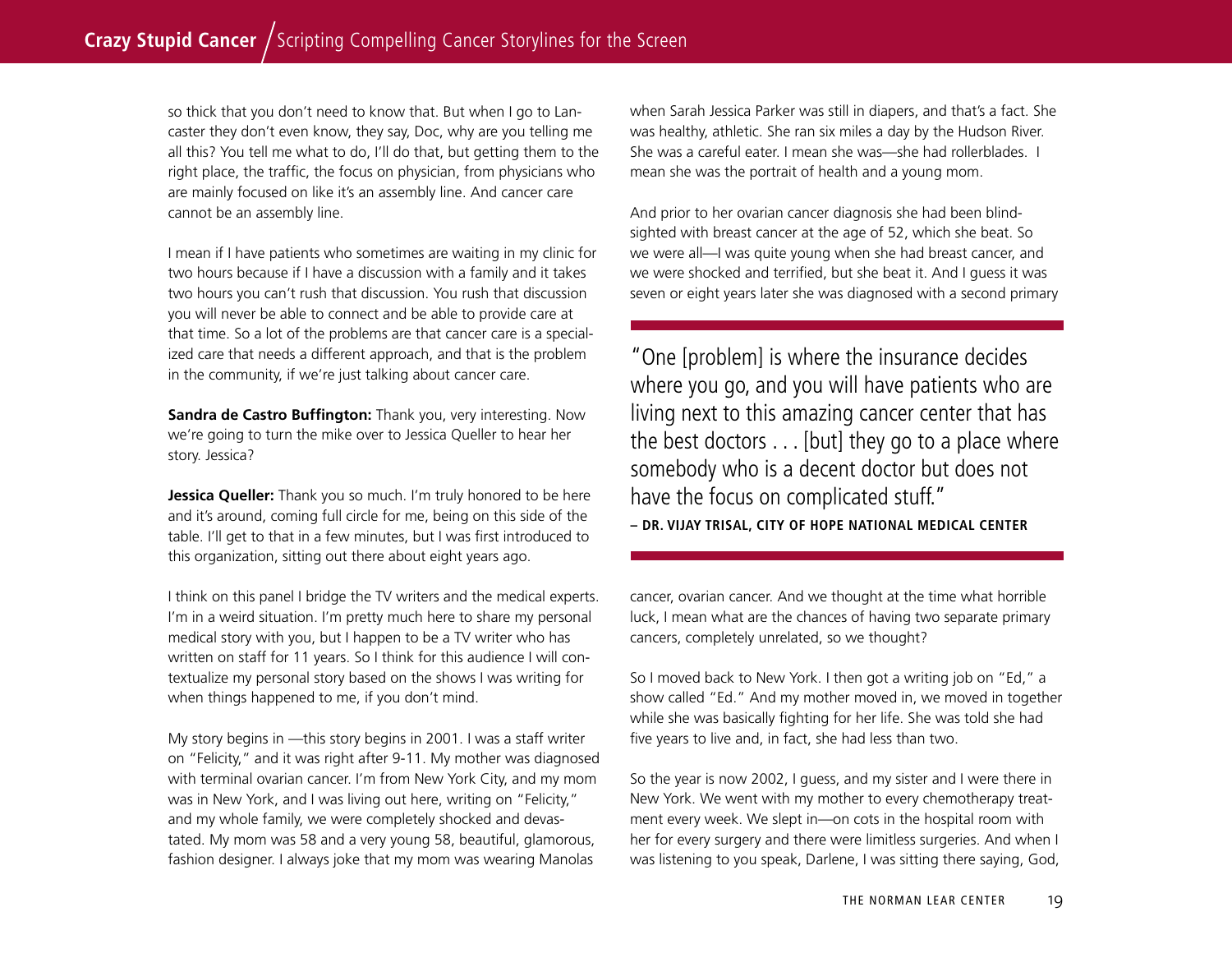so thick that you don't need to know that. But when I go to Lancaster they don't even know, they say, Doc, why are you telling me all this? You tell me what to do, I'll do that, but getting them to the right place, the traffic, the focus on physician, from physicians who are mainly focused on like it's an assembly line. And cancer care cannot be an assembly line.

I mean if I have patients who sometimes are waiting in my clinic for two hours because if I have a discussion with a family and it takes two hours you can't rush that discussion. You rush that discussion you will never be able to connect and be able to provide care at that time. So a lot of the problems are that cancer care is a specialized care that needs a different approach, and that is the problem in the community, if we're just talking about cancer care.

**Sandra de Castro Buffington:** Thank you, very interesting. Now we're going to turn the mike over to Jessica Queller to hear her story. Jessica?

**Jessica Queller:** Thank you so much. I'm truly honored to be here and it's around, coming full circle for me, being on this side of the table. I'll get to that in a few minutes, but I was first introduced to this organization, sitting out there about eight years ago.

I think on this panel I bridge the TV writers and the medical experts. I'm in a weird situation. I'm pretty much here to share my personal medical story with you, but I happen to be a TV writer who has written on staff for 11 years. So I think for this audience I will contextualize my personal story based on the shows I was writing for when things happened to me, if you don't mind.

My story begins in —this story begins in 2001. I was a staff writer on "Felicity," and it was right after 9-11. My mother was diagnosed with terminal ovarian cancer. I'm from New York City, and my mom was in New York, and I was living out here, writing on "Felicity," and my whole family, we were completely shocked and devastated. My mom was 58 and a very young 58, beautiful, glamorous, fashion designer. I always joke that my mom was wearing Manolas when Sarah Jessica Parker was still in diapers, and that's a fact. She was healthy, athletic. She ran six miles a day by the Hudson River. She was a careful eater. I mean she was—she had rollerblades. I mean she was the portrait of health and a young mom.

And prior to her ovarian cancer diagnosis she had been blindsighted with breast cancer at the age of 52, which she beat. So we were all—I was quite young when she had breast cancer, and we were shocked and terrified, but she beat it. And I guess it was seven or eight years later she was diagnosed with a second primary cancer, ovarian cancer. And we thought at the time what horrible luck, I mean what are the chances of having two separate primary cancers, completely unrelated, so we thought?

> "One [problem] is where the insurance decides where you go, and you will have patients who are living next to this amazing cancer center that has the best doctors . . . [but] they go to a place where somebody who is a decent doctor but does not have the focus on complicated stuff."
>
> **– DR. VIJAY TRISAL, CITY OF HOPE NATIONAL MEDICAL CENTER**

So I moved back to New York. I then got a writing job on "Ed," a show called "Ed." And my mother moved in, we moved in together while she was basically fighting for her life. She was told she had five years to live and, in fact, she had less than two.

So the year is now 2002, I guess, and my sister and I were there in New York. We went with my mother to every chemotherapy treatment every week. We slept in—on cots in the hospital room with her for every surgery and there were limitless surgeries. And when I was listening to you speak, Darlene, I was sitting there saying, God,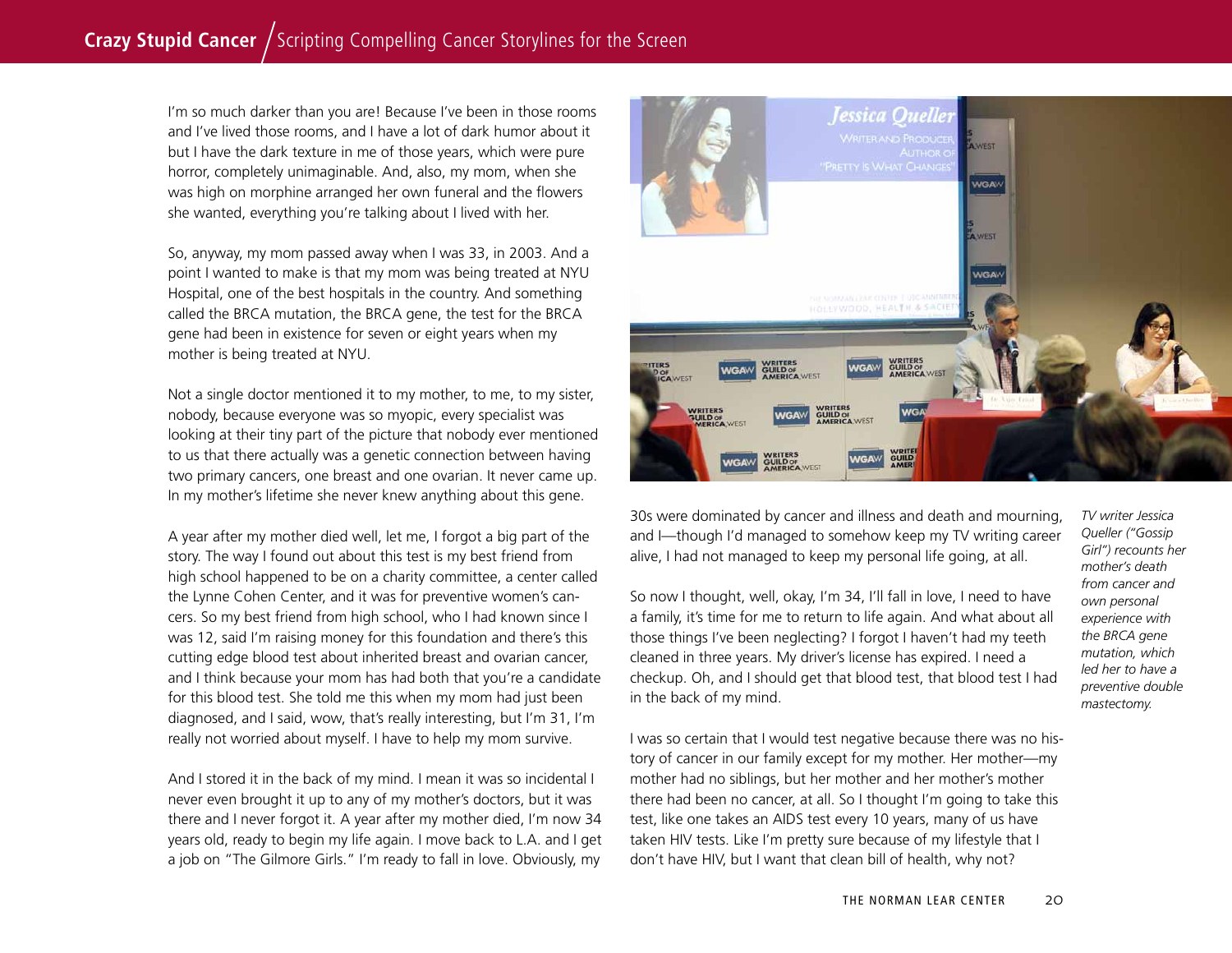I'm so much darker than you are! Because I've been in those rooms and I've lived those rooms, and I have a lot of dark humor about it but I have the dark texture in me of those years, which were pure horror, completely unimaginable. And, also, my mom, when she was high on morphine arranged her own funeral and the flowers she wanted, everything you're talking about I lived with her.

So, anyway, my mom passed away when I was 33, in 2003. And a point I wanted to make is that my mom was being treated at NYU Hospital, one of the best hospitals in the country. And something called the BRCA mutation, the BRCA gene, the test for the BRCA gene had been in existence for seven or eight years when my mother is being treated at NYU.

Not a single doctor mentioned it to my mother, to me, to my sister, nobody, because everyone was so myopic, every specialist was looking at their tiny part of the picture that nobody ever mentioned to us that there actually was a genetic connection between having two primary cancers, one breast and one ovarian. It never came up. In my mother's lifetime she never knew anything about this gene.

A year after my mother died well, let me, I forgot a big part of the story. The way I found out about this test is my best friend from high school happened to be on a charity committee, a center called the Lynne Cohen Center, and it was for preventive women's cancers. So my best friend from high school, who I had known since I was 12, said I'm raising money for this foundation and there's this cutting edge blood test about inherited breast and ovarian cancer, and I think because your mom has had both that you're a candidate for this blood test. She told me this when my mom had just been diagnosed, and I said, wow, that's really interesting, but I'm 31, I'm really not worried about myself. I have to help my mom survive.

And I stored it in the back of my mind. I mean it was so incidental I never even brought it up to any of my mother's doctors, but it was there and I never forgot it. A year after my mother died, I'm now 34 years old, ready to begin my life again. I move back to L.A. and I get a job on "The Gilmore Girls." I'm ready to fall in love. Obviously, my 30s were dominated by cancer and illness and death and mourning, and I—though I'd managed to somehow keep my TV writing career alive, I had not managed to keep my personal life going, at all.

*TV writer Jessica Queller ("Gossip Girl") recounts her mother's death from cancer and own personal experience with the BRCA gene mutation, which led her to have a preventive double mastectomy.*

So now I thought, well, okay, I'm 34, I'll fall in love, I need to have a family, it's time for me to return to life again. And what about all those things I've been neglecting? I forgot I haven't had my teeth cleaned in three years. My driver's license has expired. I need a checkup. Oh, and I should get that blood test, that blood test I had in the back of my mind.

I was so certain that I would test negative because there was no history of cancer in our family except for my mother. Her mother—my mother had no siblings, but her mother and her mother's mother there had been no cancer, at all. So I thought I'm going to take this test, like one takes an AIDS test every 10 years, many of us have taken HIV tests. Like I'm pretty sure because of my lifestyle that I don't have HIV, but I want that clean bill of health, why not?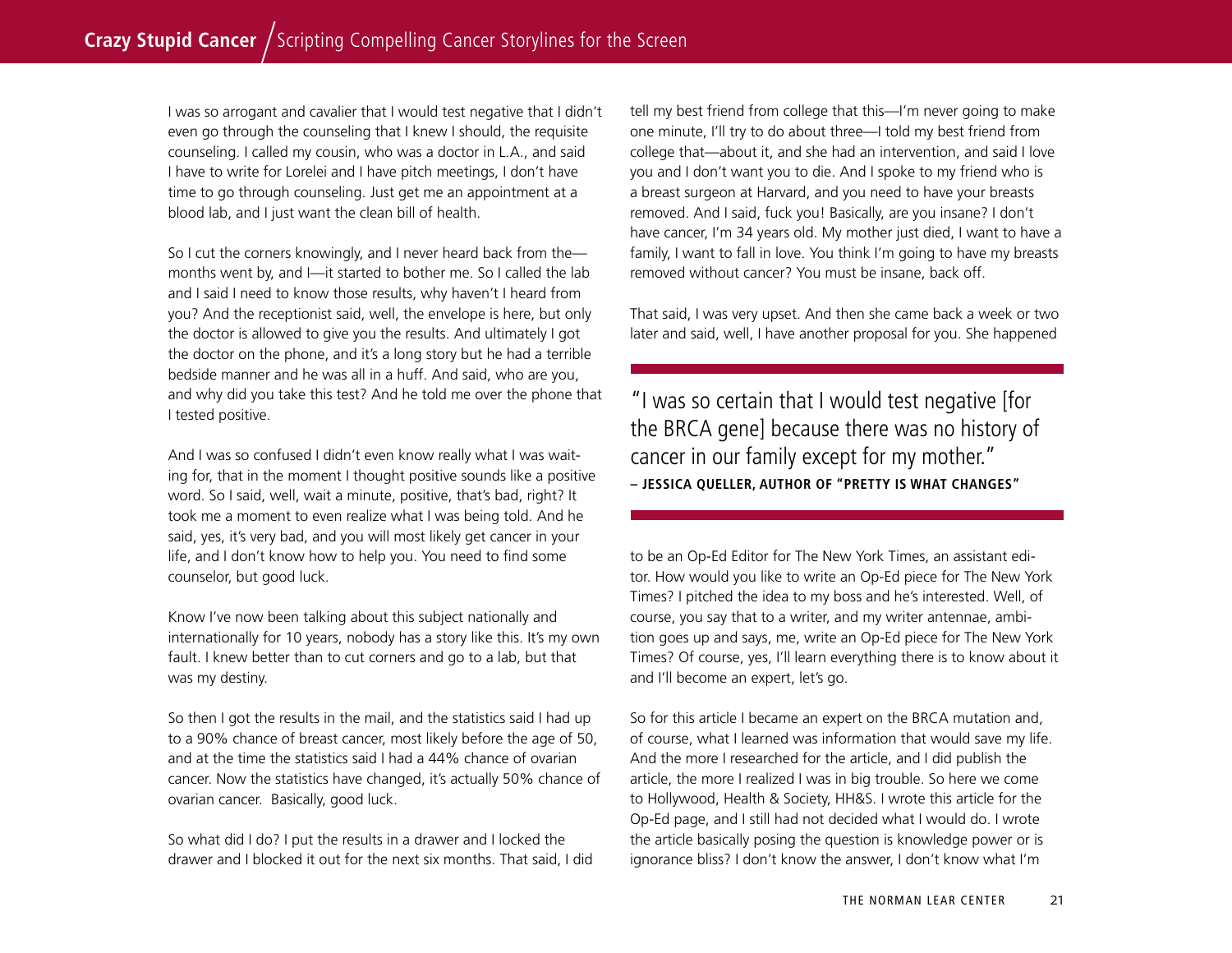I was so arrogant and cavalier that I would test negative that I didn't even go through the counseling that I knew I should, the requisite counseling. I called my cousin, who was a doctor in L.A., and said I have to write for Lorelei and I have pitch meetings, I don't have time to go through counseling. Just get me an appointment at a blood lab, and I just want the clean bill of health.

So I cut the corners knowingly, and I never heard back from the—months went by, and I—it started to bother me. So I called the lab and I said I need to know those results, why haven't I heard from you? And the receptionist said, well, the envelope is here, but only the doctor is allowed to give you the results. And ultimately I got the doctor on the phone, and it's a long story but he had a terrible bedside manner and he was all in a huff. And said, who are you, and why did you take this test? And he told me over the phone that I tested positive.

And I was so confused I didn't even know really what I was waiting for, that in the moment I thought positive sounds like a positive word. So I said, well, wait a minute, positive, that's bad, right? It took me a moment to even realize what I was being told. And he said, yes, it's very bad, and you will most likely get cancer in your life, and I don't know how to help you. You need to find some counselor, but good luck.

Know I've now been talking about this subject nationally and internationally for 10 years, nobody has a story like this. It's my own fault. I knew better than to cut corners and go to a lab, but that was my destiny.

So then I got the results in the mail, and the statistics said I had up to a 90% chance of breast cancer, most likely before the age of 50, and at the time the statistics said I had a 44% chance of ovarian cancer. Now the statistics have changed, it's actually 50% chance of ovarian cancer. Basically, good luck.

So what did I do? I put the results in a drawer and I locked the drawer and I blocked it out for the next six months. That said, I did tell my best friend from college that this—I'm never going to make one minute, I'll try to do about three—I told my best friend from college that—about it, and she had an intervention, and said I love you and I don't want you to die. And I spoke to my friend who is a breast surgeon at Harvard, and you need to have your breasts removed. And I said, fuck you! Basically, are you insane? I don't have cancer, I'm 34 years old. My mother just died, I want to have a family, I want to fall in love. You think I'm going to have my breasts removed without cancer? You must be insane, back off.

That said, I was very upset. And then she came back a week or two later and said, well, I have another proposal for you. She happened to be an Op-Ed Editor for The New York Times, an assistant editor. How would you like to write an Op-Ed piece for The New York Times? I pitched the idea to my boss and he's interested. Well, of course, you say that to a writer, and my writer antennae, ambition goes up and says, me, write an Op-Ed piece for The New York Times? Of course, yes, I'll learn everything there is to know about it and I'll become an expert, let's go.

> "I was so certain that I would test negative [for the BRCA gene] because there was no history of cancer in our family except for my mother."
> **– JESSICA QUELLER, AUTHOR OF "PRETTY IS WHAT CHANGES"**

So for this article I became an expert on the BRCA mutation and, of course, what I learned was information that would save my life. And the more I researched for the article, and I did publish the article, the more I realized I was in big trouble. So here we come to Hollywood, Health & Society, HH&S. I wrote this article for the Op-Ed page, and I still had not decided what I would do. I wrote the article basically posing the question is knowledge power or is ignorance bliss? I don't know the answer, I don't know what I'm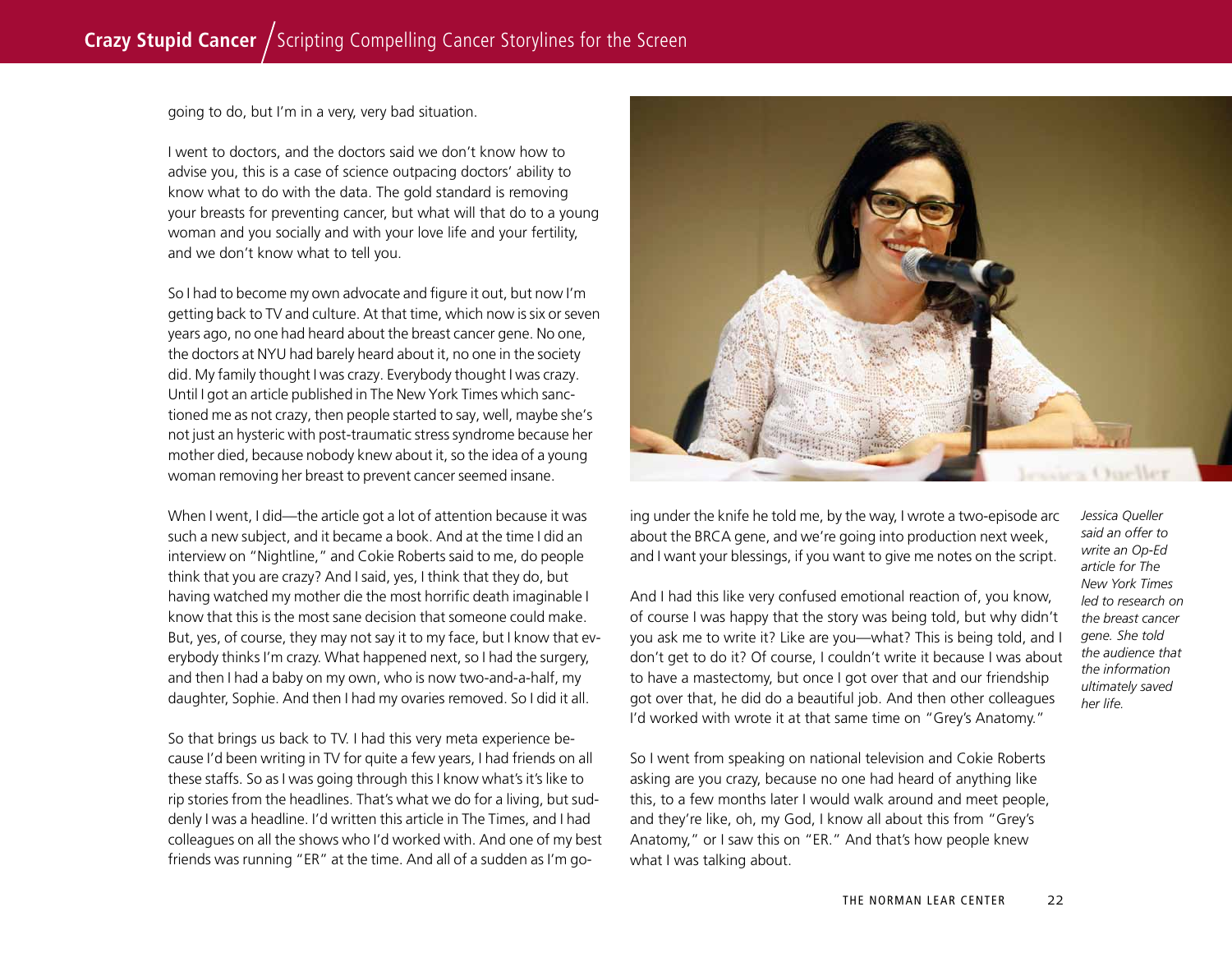going to do, but I'm in a very, very bad situation.

I went to doctors, and the doctors said we don't know how to advise you, this is a case of science outpacing doctors' ability to know what to do with the data. The gold standard is removing your breasts for preventing cancer, but what will that do to a young woman and you socially and with your love life and your fertility, and we don't know what to tell you.

So I had to become my own advocate and figure it out, but now I'm getting back to TV and culture. At that time, which now is six or seven years ago, no one had heard about the breast cancer gene. No one, the doctors at NYU had barely heard about it, no one in the society did. My family thought I was crazy. Everybody thought I was crazy. Until I got an article published in The New York Times which sanctioned me as not crazy, then people started to say, well, maybe she's not just an hysteric with post-traumatic stress syndrome because her mother died, because nobody knew about it, so the idea of a young woman removing her breast to prevent cancer seemed insane.

When I went, I did—the article got a lot of attention because it was such a new subject, and it became a book. And at the time I did an interview on "Nightline," and Cokie Roberts said to me, do people think that you are crazy? And I said, yes, I think that they do, but having watched my mother die the most horrific death imaginable I know that this is the most sane decision that someone could make. But, yes, of course, they may not say it to my face, but I know that everybody thinks I'm crazy. What happened next, so I had the surgery, and then I had a baby on my own, who is now two-and-a-half, my daughter, Sophie. And then I had my ovaries removed. So I did it all.

So that brings us back to TV. I had this very meta experience because I'd been writing in TV for quite a few years, I had friends on all these staffs. So as I was going through this I know what's it's like to rip stories from the headlines. That's what we do for a living, but suddenly I was a headline. I'd written this article in The Times, and I had colleagues on all the shows who I'd worked with. And one of my best friends was running "ER" at the time. And all of a sudden as I'm going under the knife he told me, by the way, I wrote a two-episode arc about the BRCA gene, and we're going into production next week, and I want your blessings, if you want to give me notes on the script.

And I had this like very confused emotional reaction of, you know, of course I was happy that the story was being told, but why didn't you ask me to write it? Like are you—what? This is being told, and I don't get to do it? Of course, I couldn't write it because I was about to have a mastectomy, but once I got over that and our friendship got over that, he did do a beautiful job. And then other colleagues I'd worked with wrote it at that same time on "Grey's Anatomy."

So I went from speaking on national television and Cokie Roberts asking are you crazy, because no one had heard of anything like this, to a few months later I would walk around and meet people, and they're like, oh, my God, I know all about this from "Grey's Anatomy," or I saw this on "ER." And that's how people knew what I was talking about.

*Jessica Queller said an offer to write an Op-Ed article for The New York Times led to research on the breast cancer gene. She told the audience that the information ultimately saved her life.*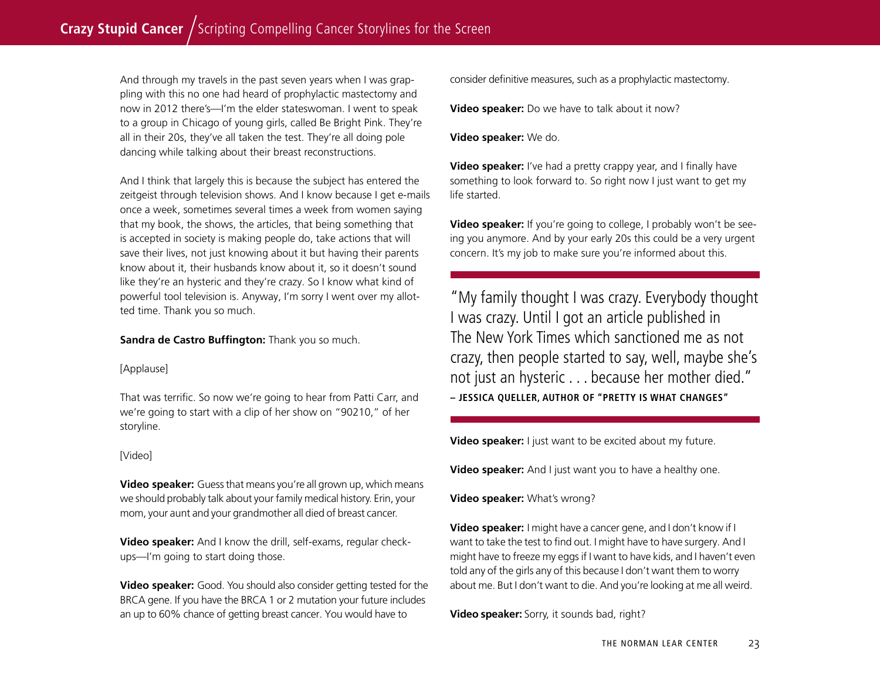And through my travels in the past seven years when I was grappling with this no one had heard of prophylactic mastectomy and now in 2012 there's—I'm the elder stateswoman. I went to speak to a group in Chicago of young girls, called Be Bright Pink. They're all in their 20s, they've all taken the test. They're all doing pole dancing while talking about their breast reconstructions.

And I think that largely this is because the subject has entered the zeitgeist through television shows. And I know because I get e-mails once a week, sometimes several times a week from women saying that my book, the shows, the articles, that being something that is accepted in society is making people do, take actions that will save their lives, not just knowing about it but having their parents know about it, their husbands know about it, so it doesn't sound like they're an hysteric and they're crazy. So I know what kind of powerful tool television is. Anyway, I'm sorry I went over my allotted time. Thank you so much.

**Sandra de Castro Buffington:** Thank you so much.

[Applause]

That was terrific. So now we're going to hear from Patti Carr, and we're going to start with a clip of her show on "90210," of her storyline.

[Video]

**Video speaker:** Guess that means you're all grown up, which means we should probably talk about your family medical history. Erin, your mom, your aunt and your grandmother all died of breast cancer.

**Video speaker:** And I know the drill, self-exams, regular checkups—I'm going to start doing those.

**Video speaker:** Good. You should also consider getting tested for the BRCA gene. If you have the BRCA 1 or 2 mutation your future includes an up to 60% chance of getting breast cancer. You would have to consider definitive measures, such as a prophylactic mastectomy.

**Video speaker:** Do we have to talk about it now?

**Video speaker:** We do.

**Video speaker:** I've had a pretty crappy year, and I finally have something to look forward to. So right now I just want to get my life started.

**Video speaker:** If you're going to college, I probably won't be seeing you anymore. And by your early 20s this could be a very urgent concern. It's my job to make sure you're informed about this.

> "My family thought I was crazy. Everybody thought I was crazy. Until I got an article published in The New York Times which sanctioned me as not crazy, then people started to say, well, maybe she's not just an hysteric . . . because her mother died."
>
> – **JESSICA QUELLER, AUTHOR OF "PRETTY IS WHAT CHANGES"**

**Video speaker:** I just want to be excited about my future.

**Video speaker:** And I just want you to have a healthy one.

**Video speaker:** What's wrong?

**Video speaker:** I might have a cancer gene, and I don't know if I want to take the test to find out. I might have to have surgery. And I might have to freeze my eggs if I want to have kids, and I haven't even told any of the girls any of this because I don't want them to worry about me. But I don't want to die. And you're looking at me all weird.

**Video speaker:** Sorry, it sounds bad, right?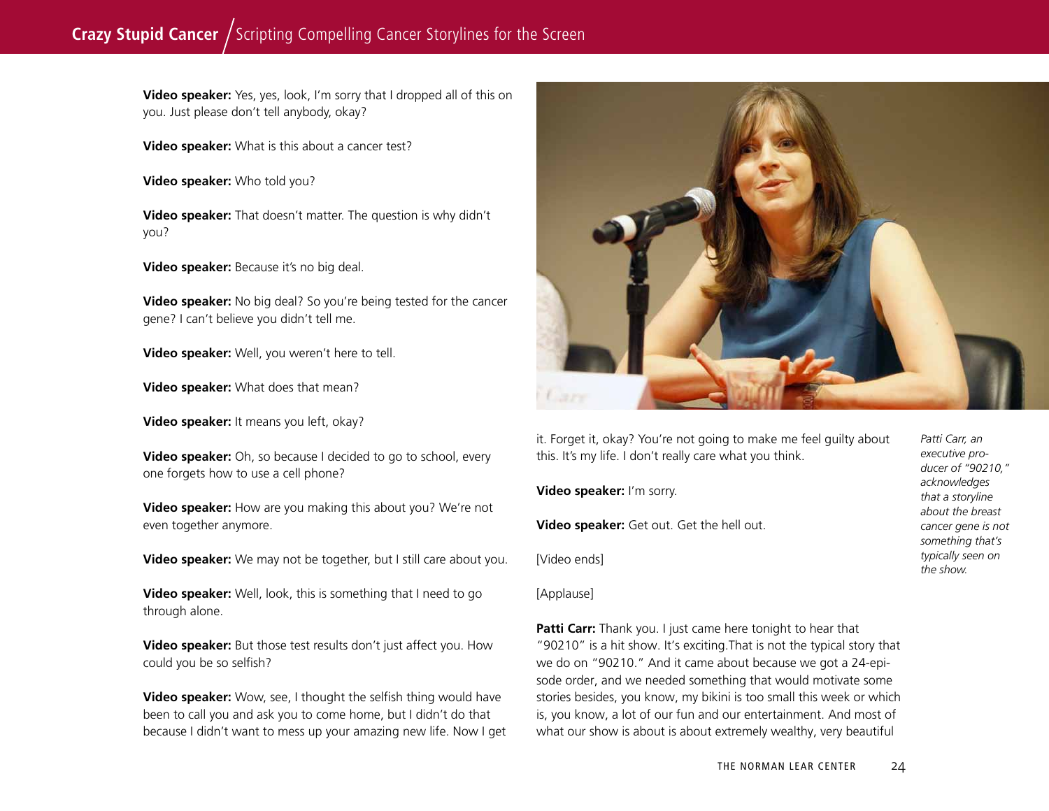**Video speaker:** Yes, yes, look, I'm sorry that I dropped all of this on you. Just please don't tell anybody, okay?

**Video speaker:** What is this about a cancer test?

**Video speaker:** Who told you?

**Video speaker:** That doesn't matter. The question is why didn't you?

**Video speaker:** Because it's no big deal.

**Video speaker:** No big deal? So you're being tested for the cancer gene? I can't believe you didn't tell me.

**Video speaker:** Well, you weren't here to tell.

**Video speaker:** What does that mean?

**Video speaker:** It means you left, okay?

**Video speaker:** Oh, so because I decided to go to school, every one forgets how to use a cell phone?

**Video speaker:** How are you making this about you? We're not even together anymore.

**Video speaker:** We may not be together, but I still care about you.

**Video speaker:** Well, look, this is something that I need to go through alone.

**Video speaker:** But those test results don't just affect you. How could you be so selfish?

**Video speaker:** Wow, see, I thought the selfish thing would have been to call you and ask you to come home, but I didn't do that because I didn't want to mess up your amazing new life. Now I get it. Forget it, okay? You're not going to make me feel guilty about this. It's my life. I don't really care what you think.

**Video speaker:** I'm sorry.

**Video speaker:** Get out. Get the hell out.

[Video ends]

[Applause]

**Patti Carr:** Thank you. I just came here tonight to hear that "90210" is a hit show. It's exciting.That is not the typical story that we do on "90210." And it came about because we got a 24-episode order, and we needed something that would motivate some stories besides, you know, my bikini is too small this week or which is, you know, a lot of our fun and our entertainment. And most of what our show is about is about extremely wealthy, very beautiful

*Patti Carr, an executive producer of "90210," acknowledges that a storyline about the breast cancer gene is not something that's typically seen on the show.*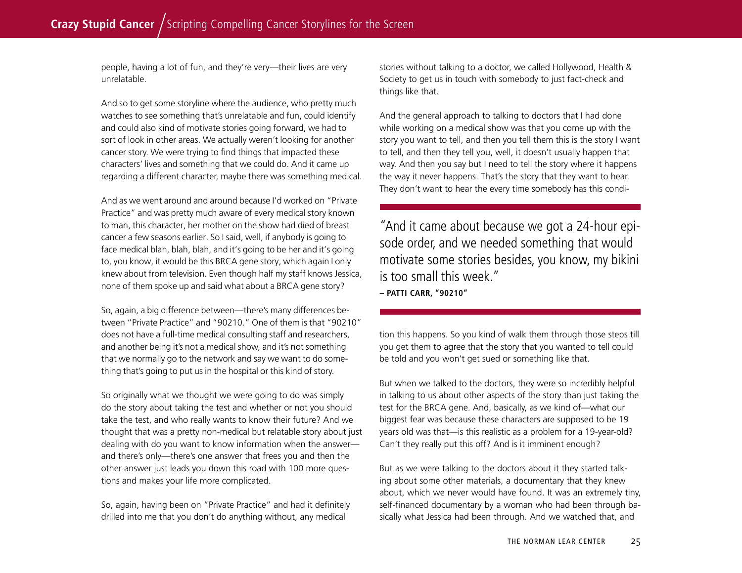people, having a lot of fun, and they're very—their lives are very unrelatable.

And so to get some storyline where the audience, who pretty much watches to see something that's unrelatable and fun, could identify and could also kind of motivate stories going forward, we had to sort of look in other areas. We actually weren't looking for another cancer story. We were trying to find things that impacted these characters' lives and something that we could do. And it came up regarding a different character, maybe there was something medical.

And as we went around and around because I'd worked on "Private Practice" and was pretty much aware of every medical story known to man, this character, her mother on the show had died of breast cancer a few seasons earlier. So I said, well, if anybody is going to face medical blah, blah, blah, and it's going to be her and it's going to, you know, it would be this BRCA gene story, which again I only knew about from television. Even though half my staff knows Jessica, none of them spoke up and said what about a BRCA gene story?

So, again, a big difference between—there's many differences between "Private Practice" and "90210." One of them is that "90210" does not have a full-time medical consulting staff and researchers, and another being it's not a medical show, and it's not something that we normally go to the network and say we want to do something that's going to put us in the hospital or this kind of story.

So originally what we thought we were going to do was simply do the story about taking the test and whether or not you should take the test, and who really wants to know their future? And we thought that was a pretty non-medical but relatable story about just dealing with do you want to know information when the answer—and there's only—there's one answer that frees you and then the other answer just leads you down this road with 100 more questions and makes your life more complicated.

So, again, having been on "Private Practice" and had it definitely drilled into me that you don't do anything without, any medical stories without talking to a doctor, we called Hollywood, Health & Society to get us in touch with somebody to just fact-check and things like that.

And the general approach to talking to doctors that I had done while working on a medical show was that you come up with the story you want to tell, and then you tell them this is the story I want to tell, and then they tell you, well, it doesn't usually happen that way. And then you say but I need to tell the story where it happens the way it never happens. That's the story that they want to hear. They don't want to hear the every time somebody has this condition this happens. So you kind of walk them through those steps till you get them to agree that the story that you wanted to tell could be told and you won't get sued or something like that.

> "And it came about because we got a 24-hour episode order, and we needed something that would motivate some stories besides, you know, my bikini is too small this week."
>
> **– PATTI CARR, "90210"**

But when we talked to the doctors, they were so incredibly helpful in talking to us about other aspects of the story than just taking the test for the BRCA gene. And, basically, as we kind of—what our biggest fear was because these characters are supposed to be 19 years old was that—is this realistic as a problem for a 19-year-old? Can't they really put this off? And is it imminent enough?

But as we were talking to the doctors about it they started talking about some other materials, a documentary that they knew about, which we never would have found. It was an extremely tiny, self-financed documentary by a woman who had been through basically what Jessica had been through. And we watched that, and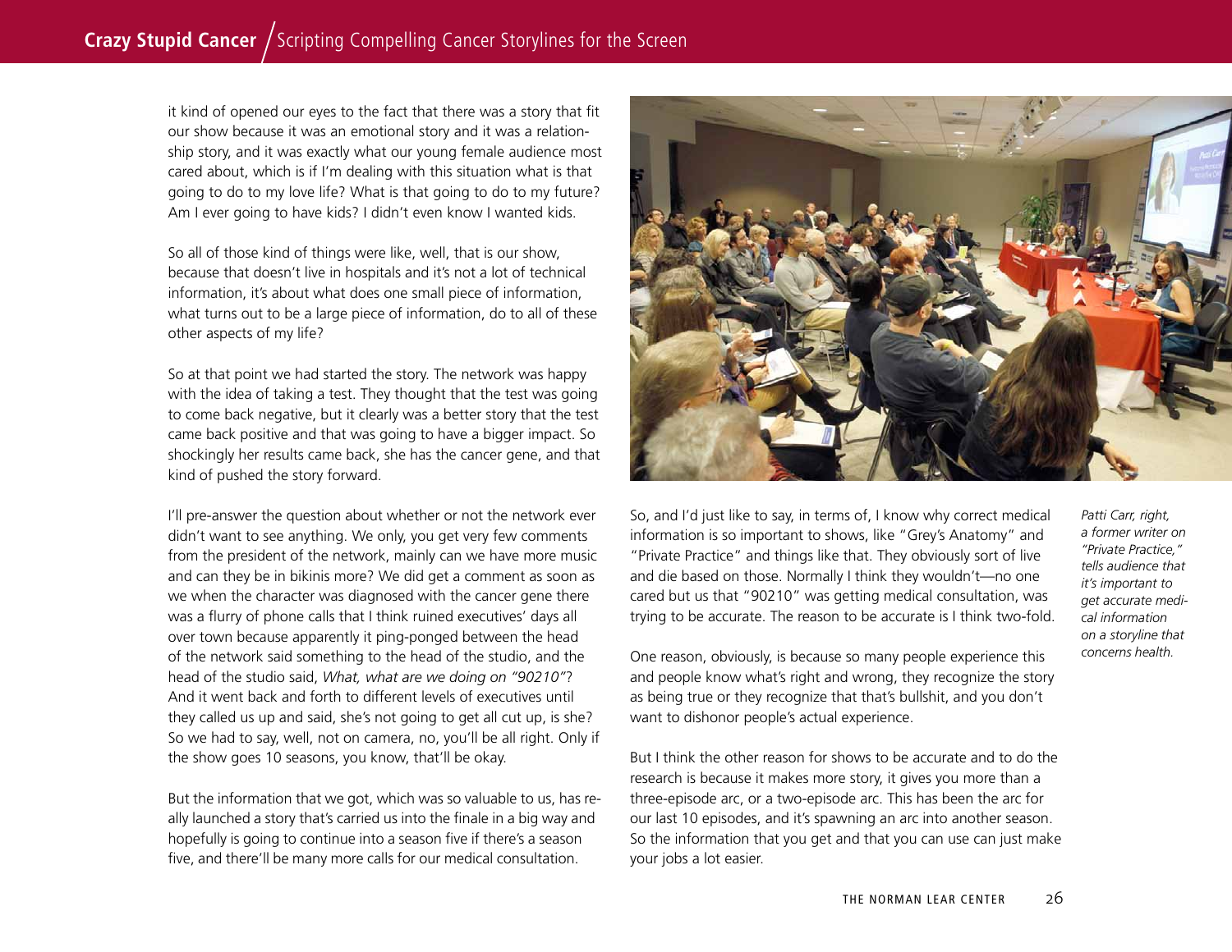it kind of opened our eyes to the fact that there was a story that fit our show because it was an emotional story and it was a relationship story, and it was exactly what our young female audience most cared about, which is if I'm dealing with this situation what is that going to do to my love life? What is that going to do to my future? Am I ever going to have kids? I didn't even know I wanted kids.

So all of those kind of things were like, well, that is our show, because that doesn't live in hospitals and it's not a lot of technical information, it's about what does one small piece of information, what turns out to be a large piece of information, do to all of these other aspects of my life?

So at that point we had started the story. The network was happy with the idea of taking a test. They thought that the test was going to come back negative, but it clearly was a better story that the test came back positive and that was going to have a bigger impact. So shockingly her results came back, she has the cancer gene, and that kind of pushed the story forward.

I'll pre-answer the question about whether or not the network ever didn't want to see anything. We only, you get very few comments from the president of the network, mainly can we have more music and can they be in bikinis more? We did get a comment as soon as we when the character was diagnosed with the cancer gene there was a flurry of phone calls that I think ruined executives' days all over town because apparently it ping-ponged between the head of the network said something to the head of the studio, and the head of the studio said, *What, what are we doing on "90210"*? And it went back and forth to different levels of executives until they called us up and said, she's not going to get all cut up, is she? So we had to say, well, not on camera, no, you'll be all right. Only if the show goes 10 seasons, you know, that'll be okay.

But the information that we got, which was so valuable to us, has really launched a story that's carried us into the finale in a big way and hopefully is going to continue into a season five if there's a season five, and there'll be many more calls for our medical consultation.

*Patti Carr, right, a former writer on "Private Practice," tells audience that it's important to get accurate medical information on a storyline that concerns health.*

So, and I'd just like to say, in terms of, I know why correct medical information is so important to shows, like "Grey's Anatomy" and "Private Practice" and things like that. They obviously sort of live and die based on those. Normally I think they wouldn't—no one cared but us that "90210" was getting medical consultation, was trying to be accurate. The reason to be accurate is I think two-fold.

One reason, obviously, is because so many people experience this and people know what's right and wrong, they recognize the story as being true or they recognize that that's bullshit, and you don't want to dishonor people's actual experience.

But I think the other reason for shows to be accurate and to do the research is because it makes more story, it gives you more than a three-episode arc, or a two-episode arc. This has been the arc for our last 10 episodes, and it's spawning an arc into another season. So the information that you get and that you can use can just make your jobs a lot easier.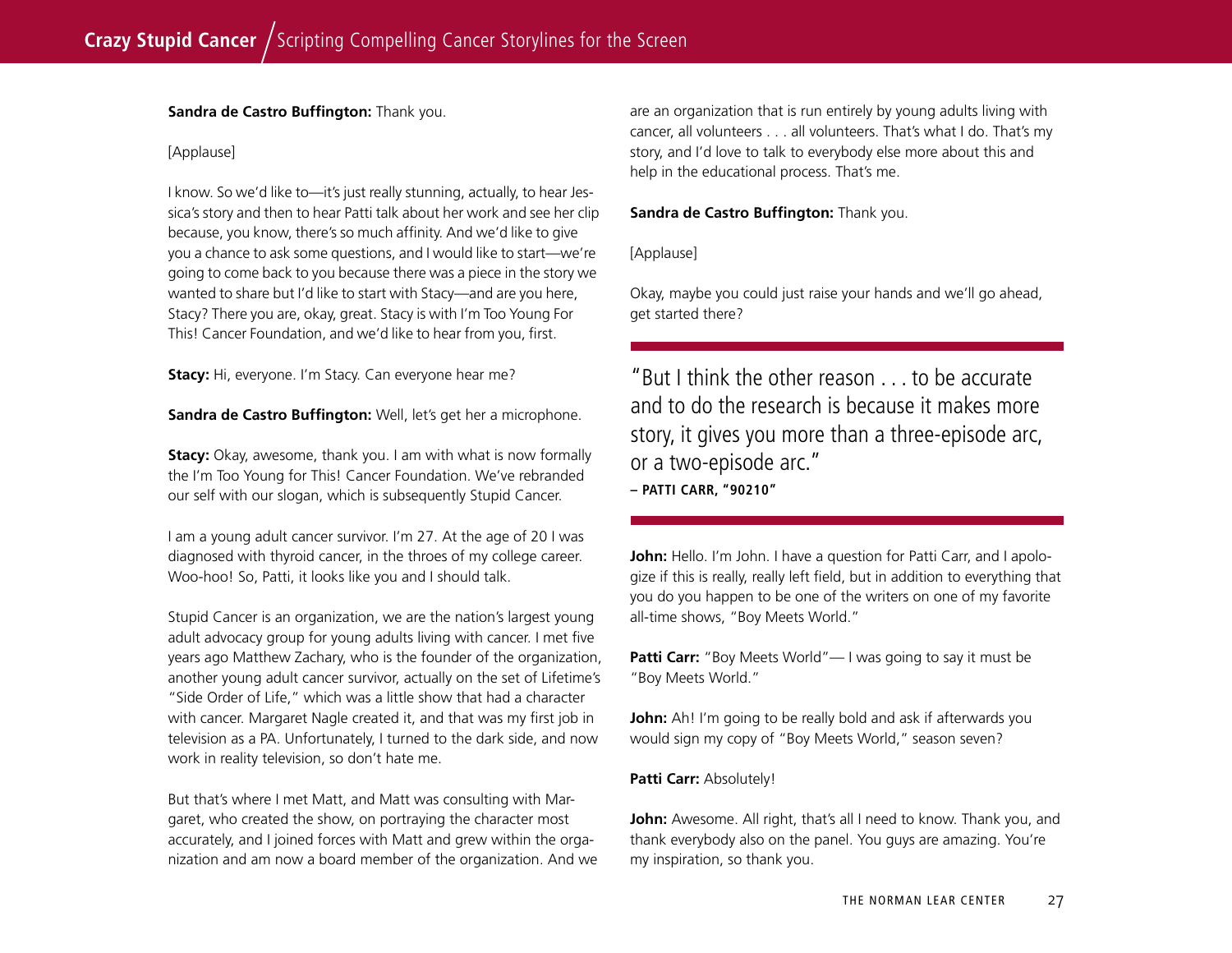**Sandra de Castro Buffington:** Thank you.

[Applause]

I know. So we'd like to—it's just really stunning, actually, to hear Jessica's story and then to hear Patti talk about her work and see her clip because, you know, there's so much affinity. And we'd like to give you a chance to ask some questions, and I would like to start—we're going to come back to you because there was a piece in the story we wanted to share but I'd like to start with Stacy—and are you here, Stacy? There you are, okay, great. Stacy is with I'm Too Young For This! Cancer Foundation, and we'd like to hear from you, first.

**Stacy:** Hi, everyone. I'm Stacy. Can everyone hear me?

**Sandra de Castro Buffington:** Well, let's get her a microphone.

**Stacy:** Okay, awesome, thank you. I am with what is now formally the I'm Too Young for This! Cancer Foundation. We've rebranded our self with our slogan, which is subsequently Stupid Cancer.

I am a young adult cancer survivor. I'm 27. At the age of 20 I was diagnosed with thyroid cancer, in the throes of my college career. Woo-hoo! So, Patti, it looks like you and I should talk.

Stupid Cancer is an organization, we are the nation's largest young adult advocacy group for young adults living with cancer. I met five years ago Matthew Zachary, who is the founder of the organization, another young adult cancer survivor, actually on the set of Lifetime's "Side Order of Life," which was a little show that had a character with cancer. Margaret Nagle created it, and that was my first job in television as a PA. Unfortunately, I turned to the dark side, and now work in reality television, so don't hate me.

But that's where I met Matt, and Matt was consulting with Margaret, who created the show, on portraying the character most accurately, and I joined forces with Matt and grew within the organization and am now a board member of the organization. And we are an organization that is run entirely by young adults living with cancer, all volunteers . . . all volunteers. That's what I do. That's my story, and I'd love to talk to everybody else more about this and help in the educational process. That's me.

**Sandra de Castro Buffington:** Thank you.

[Applause]

Okay, maybe you could just raise your hands and we'll go ahead, get started there?

> "But I think the other reason . . . to be accurate and to do the research is because it makes more story, it gives you more than a three-episode arc, or a two-episode arc."
> **– PATTI CARR, "90210"**

**John:** Hello. I'm John. I have a question for Patti Carr, and I apologize if this is really, really left field, but in addition to everything that you do you happen to be one of the writers on one of my favorite all-time shows, "Boy Meets World."

**Patti Carr:** "Boy Meets World"— I was going to say it must be "Boy Meets World."

**John:** Ah! I'm going to be really bold and ask if afterwards you would sign my copy of "Boy Meets World," season seven?

**Patti Carr:** Absolutely!

**John:** Awesome. All right, that's all I need to know. Thank you, and thank everybody also on the panel. You guys are amazing. You're my inspiration, so thank you.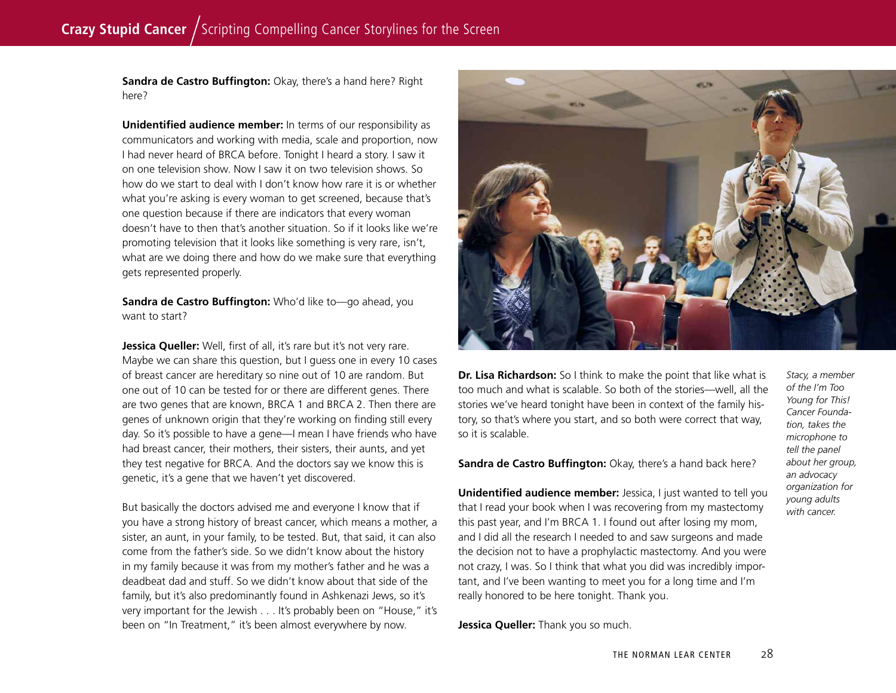**Sandra de Castro Buffington:** Okay, there's a hand here? Right here?

**Unidentified audience member:** In terms of our responsibility as communicators and working with media, scale and proportion, now I had never heard of BRCA before. Tonight I heard a story. I saw it on one television show. Now I saw it on two television shows. So how do we start to deal with I don't know how rare it is or whether what you're asking is every woman to get screened, because that's one question because if there are indicators that every woman doesn't have to then that's another situation. So if it looks like we're promoting television that it looks like something is very rare, isn't, what are we doing there and how do we make sure that everything gets represented properly.

**Sandra de Castro Buffington:** Who'd like to—go ahead, you want to start?

**Jessica Queller:** Well, first of all, it's rare but it's not very rare. Maybe we can share this question, but I guess one in every 10 cases of breast cancer are hereditary so nine out of 10 are random. But one out of 10 can be tested for or there are different genes. There are two genes that are known, BRCA 1 and BRCA 2. Then there are genes of unknown origin that they're working on finding still every day. So it's possible to have a gene—I mean I have friends who have had breast cancer, their mothers, their sisters, their aunts, and yet they test negative for BRCA. And the doctors say we know this is genetic, it's a gene that we haven't yet discovered.

But basically the doctors advised me and everyone I know that if you have a strong history of breast cancer, which means a mother, a sister, an aunt, in your family, to be tested. But, that said, it can also come from the father's side. So we didn't know about the history in my family because it was from my mother's father and he was a deadbeat dad and stuff. So we didn't know about that side of the family, but it's also predominantly found in Ashkenazi Jews, so it's very important for the Jewish . . . It's probably been on "House," it's been on "In Treatment," it's been almost everywhere by now.

*Stacy, a member of the I'm Too Young for This! Cancer Foundation, takes the microphone to tell the panel about her group, an advocacy organization for young adults with cancer.*

**Dr. Lisa Richardson:** So I think to make the point that like what is too much and what is scalable. So both of the stories—well, all the stories we've heard tonight have been in context of the family history, so that's where you start, and so both were correct that way, so it is scalable.

**Sandra de Castro Buffington:** Okay, there's a hand back here?

**Unidentified audience member:** Jessica, I just wanted to tell you that I read your book when I was recovering from my mastectomy this past year, and I'm BRCA 1. I found out after losing my mom, and I did all the research I needed to and saw surgeons and made the decision not to have a prophylactic mastectomy. And you were not crazy, I was. So I think that what you did was incredibly important, and I've been wanting to meet you for a long time and I'm really honored to be here tonight. Thank you.

**Jessica Queller:** Thank you so much.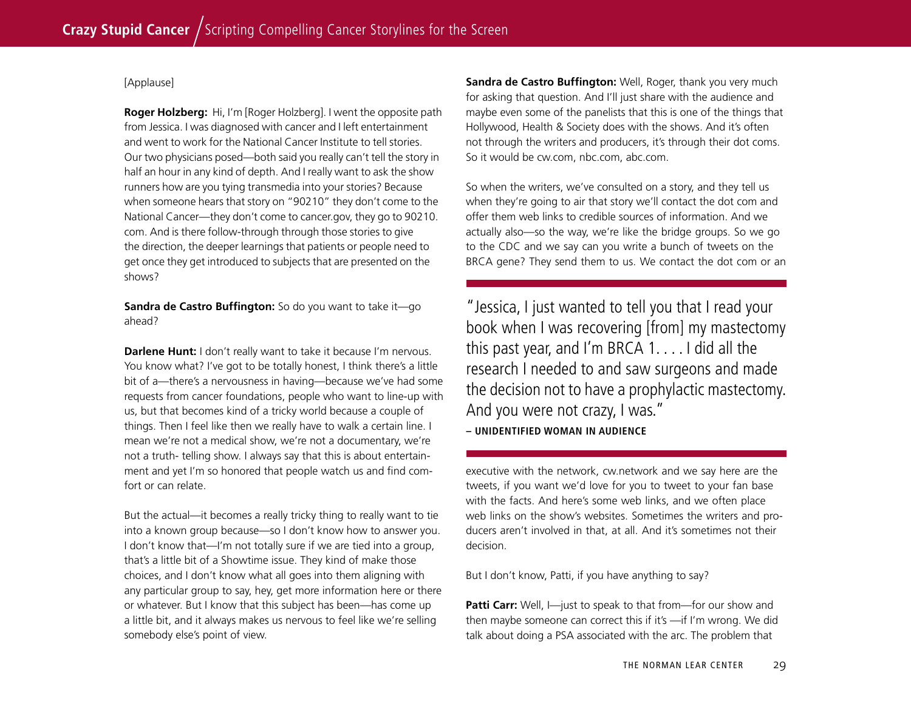[Applause]

**Roger Holzberg:** Hi, I'm [Roger Holzberg]. I went the opposite path from Jessica. I was diagnosed with cancer and I left entertainment and went to work for the National Cancer Institute to tell stories. Our two physicians posed—both said you really can't tell the story in half an hour in any kind of depth. And I really want to ask the show runners how are you tying transmedia into your stories? Because when someone hears that story on "90210" they don't come to the National Cancer—they don't come to cancer.gov, they go to 90210.com. And is there follow-through through those stories to give the direction, the deeper learnings that patients or people need to get once they get introduced to subjects that are presented on the shows?

**Sandra de Castro Buffington:** So do you want to take it—go ahead?

**Darlene Hunt:** I don't really want to take it because I'm nervous. You know what? I've got to be totally honest, I think there's a little bit of a—there's a nervousness in having—because we've had some requests from cancer foundations, people who want to line-up with us, but that becomes kind of a tricky world because a couple of things. Then I feel like then we really have to walk a certain line. I mean we're not a medical show, we're not a documentary, we're not a truth- telling show. I always say that this is about entertainment and yet I'm so honored that people watch us and find comfort or can relate.

But the actual—it becomes a really tricky thing to really want to tie into a known group because—so I don't know how to answer you. I don't know that—I'm not totally sure if we are tied into a group, that's a little bit of a Showtime issue. They kind of make those choices, and I don't know what all goes into them aligning with any particular group to say, hey, get more information here or there or whatever. But I know that this subject has been—has come up a little bit, and it always makes us nervous to feel like we're selling somebody else's point of view.

**Sandra de Castro Buffington:** Well, Roger, thank you very much for asking that question. And I'll just share with the audience and maybe even some of the panelists that this is one of the things that Hollywood, Health & Society does with the shows. And it's often not through the writers and producers, it's through their dot coms. So it would be cw.com, nbc.com, abc.com.

So when the writers, we've consulted on a story, and they tell us when they're going to air that story we'll contact the dot com and offer them web links to credible sources of information. And we actually also—so the way, we're like the bridge groups. So we go to the CDC and we say can you write a bunch of tweets on the BRCA gene? They send them to us. We contact the dot com or an executive with the network, cw.network and we say here are the tweets, if you want we'd love for you to tweet to your fan base with the facts. And here's some web links, and we often place web links on the show's websites. Sometimes the writers and producers aren't involved in that, at all. And it's sometimes not their decision.

> "Jessica, I just wanted to tell you that I read your book when I was recovering [from] my mastectomy this past year, and I'm BRCA 1. . . . I did all the research I needed to and saw surgeons and made the decision not to have a prophylactic mastectomy. And you were not crazy, I was."
>
> **– UNIDENTIFIED WOMAN IN AUDIENCE**

But I don't know, Patti, if you have anything to say?

**Patti Carr:** Well, I—just to speak to that from—for our show and then maybe someone can correct this if it's —if I'm wrong. We did talk about doing a PSA associated with the arc. The problem that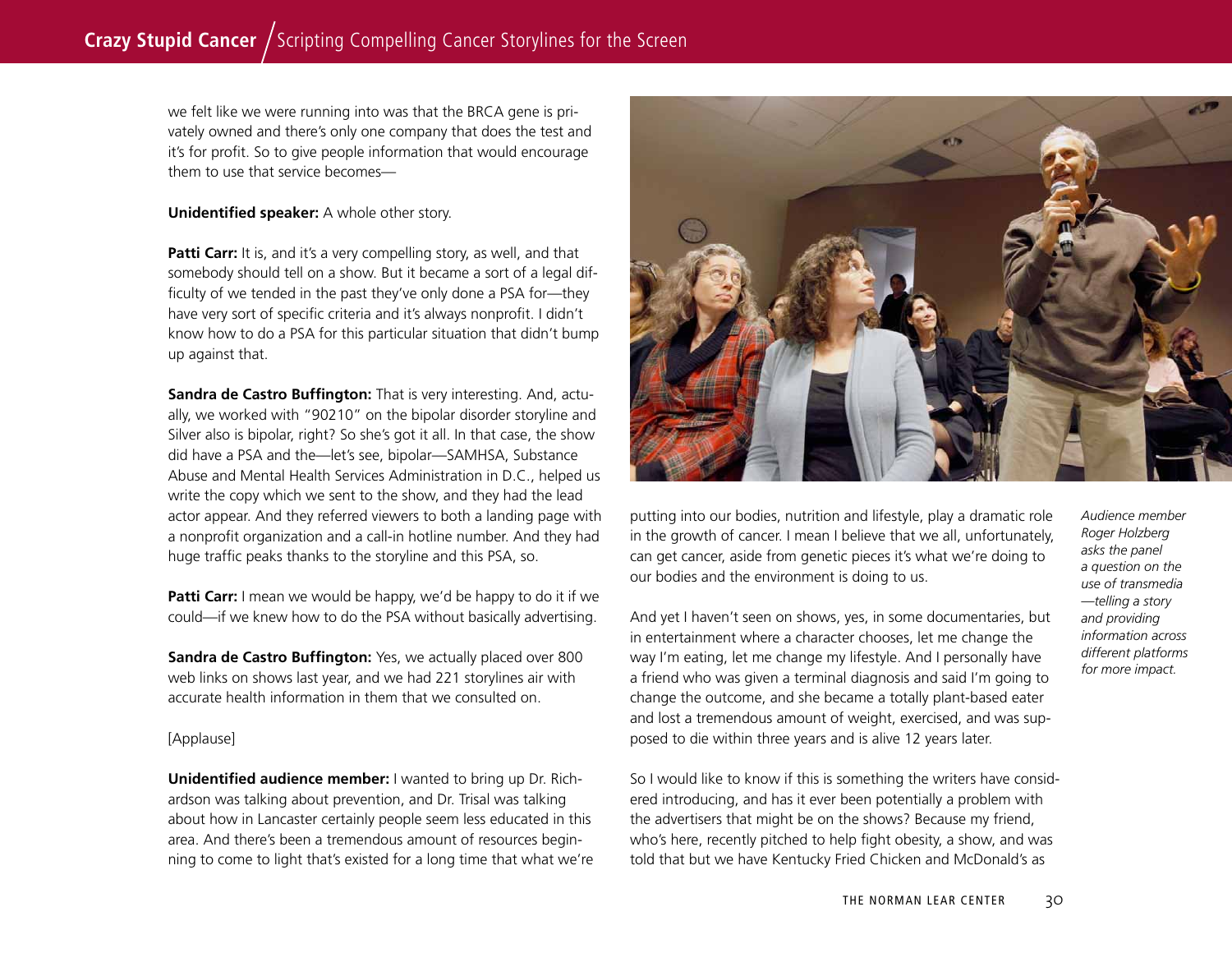we felt like we were running into was that the BRCA gene is privately owned and there's only one company that does the test and it's for profit. So to give people information that would encourage them to use that service becomes—

**Unidentified speaker:** A whole other story.

**Patti Carr:** It is, and it's a very compelling story, as well, and that somebody should tell on a show. But it became a sort of a legal difficulty of we tended in the past they've only done a PSA for—they have very sort of specific criteria and it's always nonprofit. I didn't know how to do a PSA for this particular situation that didn't bump up against that.

**Sandra de Castro Buffington:** That is very interesting. And, actually, we worked with "90210" on the bipolar disorder storyline and Silver also is bipolar, right? So she's got it all. In that case, the show did have a PSA and the—let's see, bipolar—SAMHSA, Substance Abuse and Mental Health Services Administration in D.C., helped us write the copy which we sent to the show, and they had the lead actor appear. And they referred viewers to both a landing page with a nonprofit organization and a call-in hotline number. And they had huge traffic peaks thanks to the storyline and this PSA, so.

**Patti Carr:** I mean we would be happy, we'd be happy to do it if we could—if we knew how to do the PSA without basically advertising.

**Sandra de Castro Buffington:** Yes, we actually placed over 800 web links on shows last year, and we had 221 storylines air with accurate health information in them that we consulted on.

[Applause]

**Unidentified audience member:** I wanted to bring up Dr. Richardson was talking about prevention, and Dr. Trisal was talking about how in Lancaster certainly people seem less educated in this area. And there's been a tremendous amount of resources beginning to come to light that's existed for a long time that what we're putting into our bodies, nutrition and lifestyle, play a dramatic role in the growth of cancer. I mean I believe that we all, unfortunately, can get cancer, aside from genetic pieces it's what we're doing to our bodies and the environment is doing to us.

And yet I haven't seen on shows, yes, in some documentaries, but in entertainment where a character chooses, let me change the way I'm eating, let me change my lifestyle. And I personally have a friend who was given a terminal diagnosis and said I'm going to change the outcome, and she became a totally plant-based eater and lost a tremendous amount of weight, exercised, and was supposed to die within three years and is alive 12 years later.

So I would like to know if this is something the writers have considered introducing, and has it ever been potentially a problem with the advertisers that might be on the shows? Because my friend, who's here, recently pitched to help fight obesity, a show, and was told that but we have Kentucky Fried Chicken and McDonald's as

*Audience member Roger Holzberg asks the panel a question on the use of transmedia—telling a story and providing information across different platforms for more impact.*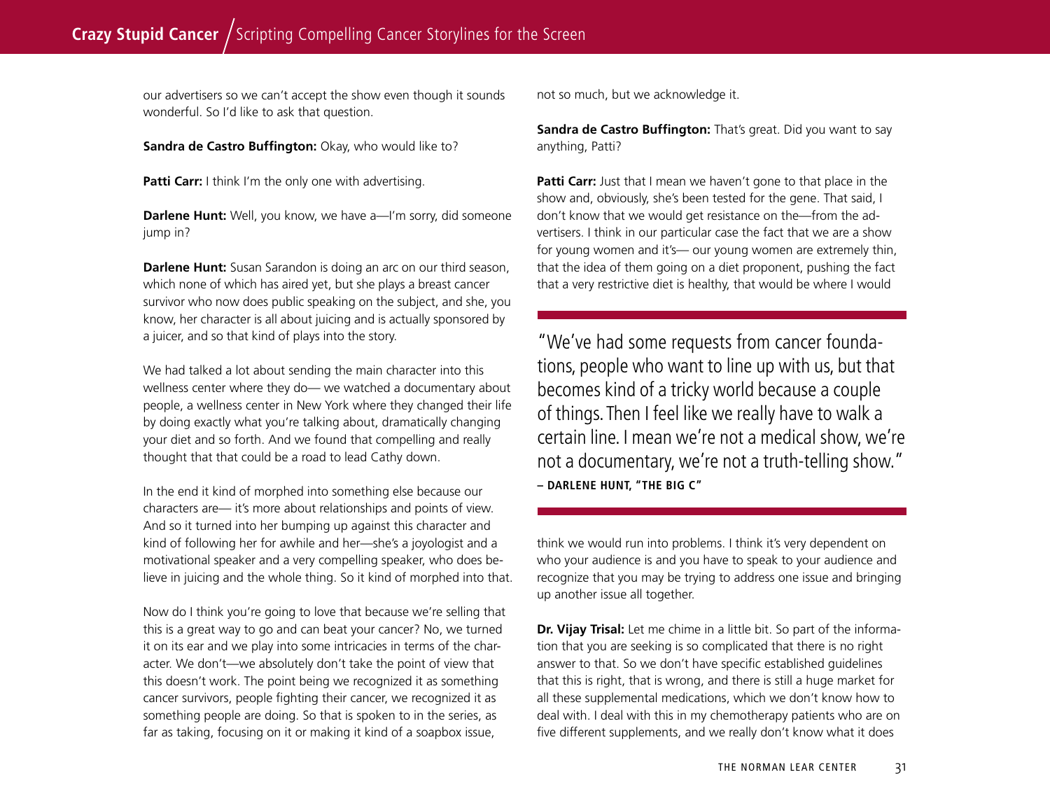our advertisers so we can't accept the show even though it sounds wonderful. So I'd like to ask that question.

**Sandra de Castro Buffington:** Okay, who would like to?

**Patti Carr:** I think I'm the only one with advertising.

**Darlene Hunt:** Well, you know, we have a—I'm sorry, did someone jump in?

**Darlene Hunt:** Susan Sarandon is doing an arc on our third season, which none of which has aired yet, but she plays a breast cancer survivor who now does public speaking on the subject, and she, you know, her character is all about juicing and is actually sponsored by a juicer, and so that kind of plays into the story.

We had talked a lot about sending the main character into this wellness center where they do— we watched a documentary about people, a wellness center in New York where they changed their life by doing exactly what you're talking about, dramatically changing your diet and so forth. And we found that compelling and really thought that that could be a road to lead Cathy down.

In the end it kind of morphed into something else because our characters are— it's more about relationships and points of view. And so it turned into her bumping up against this character and kind of following her for awhile and her—she's a joyologist and a motivational speaker and a very compelling speaker, who does believe in juicing and the whole thing. So it kind of morphed into that.

Now do I think you're going to love that because we're selling that this is a great way to go and can beat your cancer? No, we turned it on its ear and we play into some intricacies in terms of the character. We don't—we absolutely don't take the point of view that this doesn't work. The point being we recognized it as something cancer survivors, people fighting their cancer, we recognized it as something people are doing. So that is spoken to in the series, as far as taking, focusing on it or making it kind of a soapbox issue, not so much, but we acknowledge it.

**Sandra de Castro Buffington:** That's great. Did you want to say anything, Patti?

**Patti Carr:** Just that I mean we haven't gone to that place in the show and, obviously, she's been tested for the gene. That said, I don't know that we would get resistance on the—from the advertisers. I think in our particular case the fact that we are a show for young women and it's— our young women are extremely thin, that the idea of them going on a diet proponent, pushing the fact that a very restrictive diet is healthy, that would be where I would think we would run into problems. I think it's very dependent on who your audience is and you have to speak to your audience and recognize that you may be trying to address one issue and bringing up another issue all together.

> "We've had some requests from cancer foundations, people who want to line up with us, but that becomes kind of a tricky world because a couple of things. Then I feel like we really have to walk a certain line. I mean we're not a medical show, we're not a documentary, we're not a truth-telling show."
> 
> – DARLENE HUNT, "THE BIG C"

**Dr. Vijay Trisal:** Let me chime in a little bit. So part of the information that you are seeking is so complicated that there is no right answer to that. So we don't have specific established guidelines that this is right, that is wrong, and there is still a huge market for all these supplemental medications, which we don't know how to deal with. I deal with this in my chemotherapy patients who are on five different supplements, and we really don't know what it does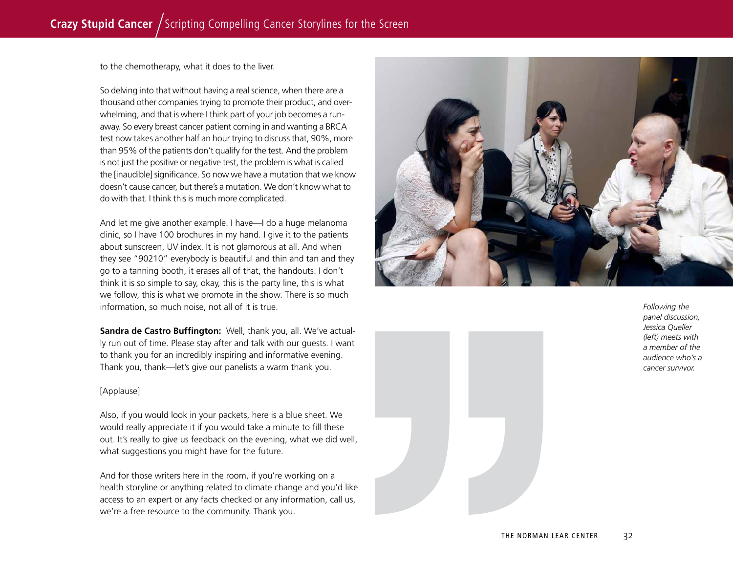to the chemotherapy, what it does to the liver.

So delving into that without having a real science, when there are a thousand other companies trying to promote their product, and overwhelming, and that is where I think part of your job becomes a runaway. So every breast cancer patient coming in and wanting a BRCA test now takes another half an hour trying to discuss that, 90%, more than 95% of the patients don't qualify for the test. And the problem is not just the positive or negative test, the problem is what is called the [inaudible] significance. So now we have a mutation that we know doesn't cause cancer, but there's a mutation. We don't know what to do with that. I think this is much more complicated.

And let me give another example. I have—I do a huge melanoma clinic, so I have 100 brochures in my hand. I give it to the patients about sunscreen, UV index. It is not glamorous at all. And when they see "90210" everybody is beautiful and thin and tan and they go to a tanning booth, it erases all of that, the handouts. I don't think it is so simple to say, okay, this is the party line, this is what we follow, this is what we promote in the show. There is so much information, so much noise, not all of it is true.

**Sandra de Castro Buffington:** Well, thank you, all. We've actually run out of time. Please stay after and talk with our guests. I want to thank you for an incredibly inspiring and informative evening. Thank you, thank—let's give our panelists a warm thank you.

[Applause]

Also, if you would look in your packets, here is a blue sheet. We would really appreciate it if you would take a minute to fill these out. It's really to give us feedback on the evening, what we did well, what suggestions you might have for the future.

And for those writers here in the room, if you're working on a health storyline or anything related to climate change and you'd like access to an expert or any facts checked or any information, call us, we're a free resource to the community. Thank you.

*Following the panel discussion, Jessica Queller (left) meets with a member of the audience who's a cancer survivor.*